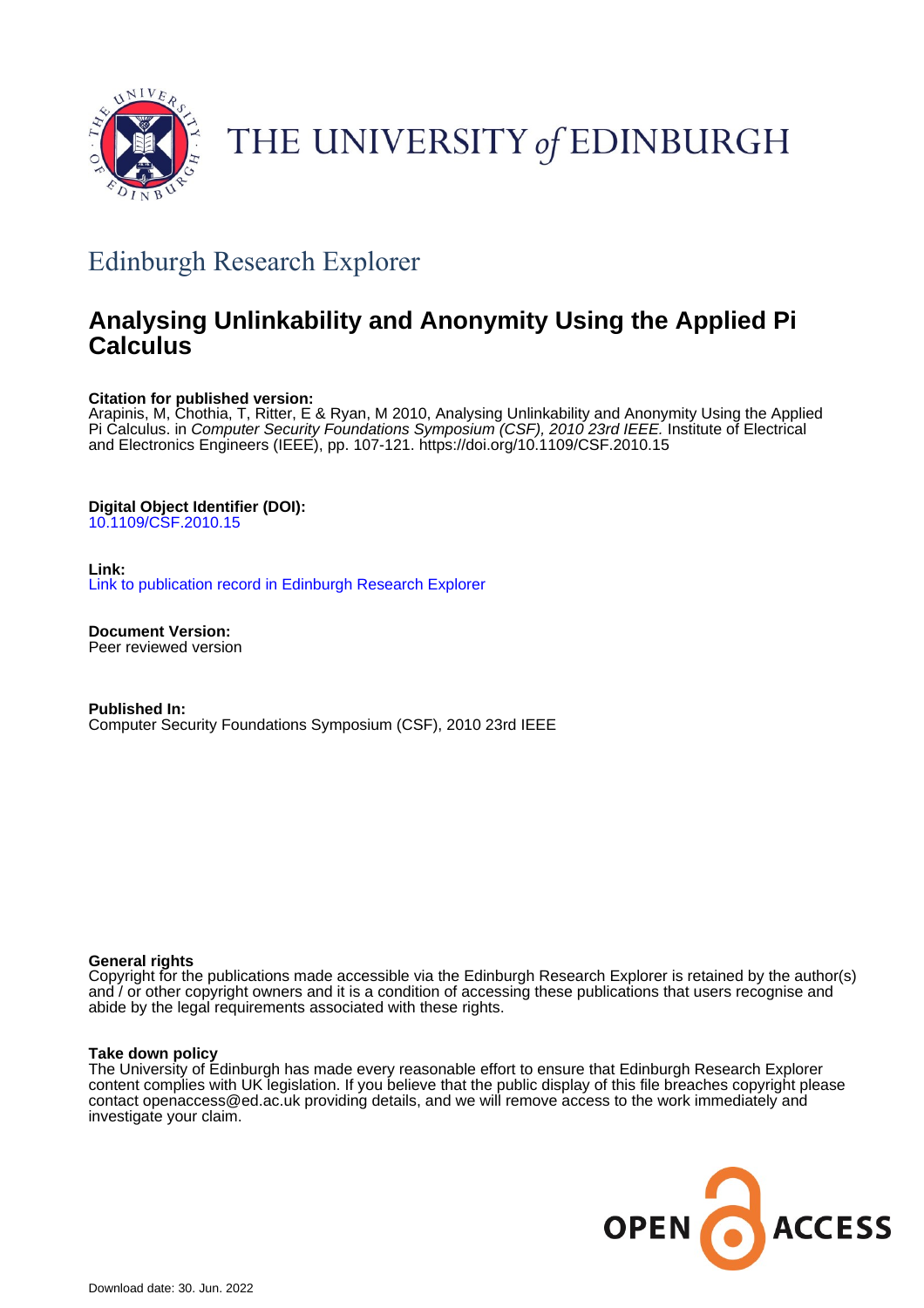THE UNIVERSITY of EDINBURGH

## Edinburgh Research Explorer

# Analysing Unlinkability and Anonymity Using the Applied Pi Calculus

**Citation for published version:**
Arapinis, M, Chothia, T, Ritter, E & Ryan, M 2010, Analysing Unlinkability and Anonymity Using the Applied Pi Calculus. in *Computer Security Foundations Symposium (CSF), 2010 23rd IEEE.* Institute of Electrical and Electronics Engineers (IEEE), pp. 107-121. https://doi.org/10.1109/CSF.2010.15

**Digital Object Identifier (DOI):**
10.1109/CSF.2010.15

**Link:**
Link to publication record in Edinburgh Research Explorer

**Document Version:**
Peer reviewed version

**Published In:**
Computer Security Foundations Symposium (CSF), 2010 23rd IEEE

**General rights**
Copyright for the publications made accessible via the Edinburgh Research Explorer is retained by the author(s) and / or other copyright owners and it is a condition of accessing these publications that users recognise and abide by the legal requirements associated with these rights.

**Take down policy**
The University of Edinburgh has made every reasonable effort to ensure that Edinburgh Research Explorer content complies with UK legislation. If you believe that the public display of this file breaches copyright please contact openaccess@ed.ac.uk providing details, and we will remove access to the work immediately and investigate your claim.

Download date: 30. Jun. 2022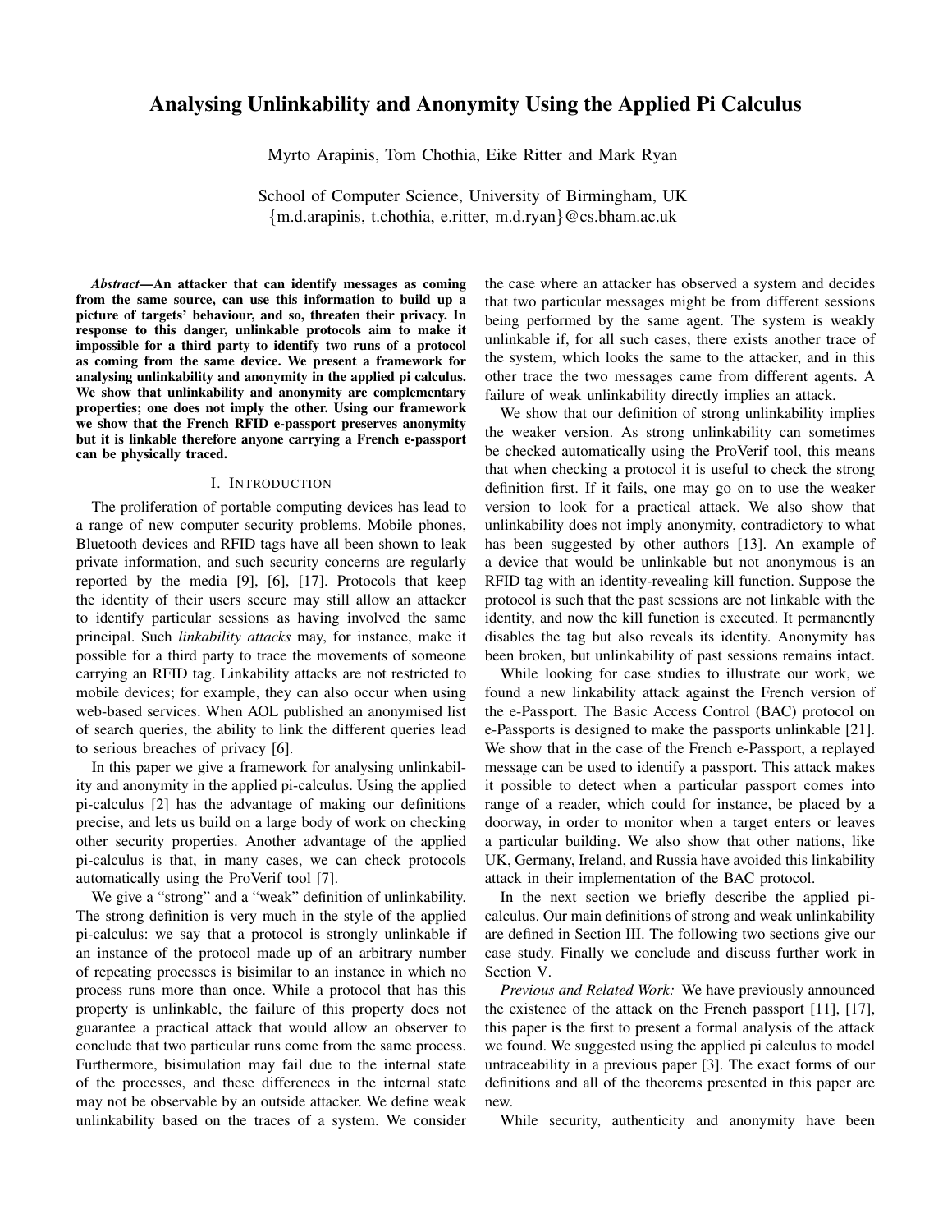# Analysing Unlinkability and Anonymity Using the Applied Pi Calculus

Myrto Arapinis, Tom Chothia, Eike Ritter and Mark Ryan

School of Computer Science, University of Birmingham, UK
{m.d.arapinis, t.chothia, e.ritter, m.d.ryan}@cs.bham.ac.uk

***Abstract*—An attacker that can identify messages as coming from the same source, can use this information to build up a picture of targets' behaviour, and so, threaten their privacy. In response to this danger, unlinkable protocols aim to make it impossible for a third party to identify two runs of a protocol as coming from the same device. We present a framework for analysing unlinkability and anonymity in the applied pi calculus. We show that unlinkability and anonymity are complementary properties; one does not imply the other. Using our framework we show that the French RFID e-passport preserves anonymity but it is linkable therefore anyone carrying a French e-passport can be physically traced.**

## I. Introduction

The proliferation of portable computing devices has lead to a range of new computer security problems. Mobile phones, Bluetooth devices and RFID tags have all been shown to leak private information, and such security concerns are regularly reported by the media [9], [6], [17]. Protocols that keep the identity of their users secure may still allow an attacker to identify particular sessions as having involved the same principal. Such *linkability attacks* may, for instance, make it possible for a third party to trace the movements of someone carrying an RFID tag. Linkability attacks are not restricted to mobile devices; for example, they can also occur when using web-based services. When AOL published an anonymised list of search queries, the ability to link the different queries lead to serious breaches of privacy [6].

In this paper we give a framework for analysing unlinkability and anonymity in the applied pi-calculus. Using the applied pi-calculus [2] has the advantage of making our definitions precise, and lets us build on a large body of work on checking other security properties. Another advantage of the applied pi-calculus is that, in many cases, we can check protocols automatically using the ProVerif tool [7].

We give a "strong" and a "weak" definition of unlinkability. The strong definition is very much in the style of the applied pi-calculus: we say that a protocol is strongly unlinkable if an instance of the protocol made up of an arbitrary number of repeating processes is bisimilar to an instance in which no process runs more than once. While a protocol that has this property is unlinkable, the failure of this property does not guarantee a practical attack that would allow an observer to conclude that two particular runs come from the same process. Furthermore, bisimulation may fail due to the internal state of the processes, and these differences in the internal state may not be observable by an outside attacker. We define weak unlinkability based on the traces of a system. We consider the case where an attacker has observed a system and decides that two particular messages might be from different sessions being performed by the same agent. The system is weakly unlinkable if, for all such cases, there exists another trace of the system, which looks the same to the attacker, and in this other trace the two messages came from different agents. A failure of weak unlinkability directly implies an attack.

We show that our definition of strong unlinkability implies the weaker version. As strong unlinkability can sometimes be checked automatically using the ProVerif tool, this means that when checking a protocol it is useful to check the strong definition first. If it fails, one may go on to use the weaker version to look for a practical attack. We also show that unlinkability does not imply anonymity, contradictory to what has been suggested by other authors [13]. An example of a device that would be unlinkable but not anonymous is an RFID tag with an identity-revealing kill function. Suppose the protocol is such that the past sessions are not linkable with the identity, and now the kill function is executed. It permanently disables the tag but also reveals its identity. Anonymity has been broken, but unlinkability of past sessions remains intact.

While looking for case studies to illustrate our work, we found a new linkability attack against the French version of the e-Passport. The Basic Access Control (BAC) protocol on e-Passports is designed to make the passports unlinkable [21]. We show that in the case of the French e-Passport, a replayed message can be used to identify a passport. This attack makes it possible to detect when a particular passport comes into range of a reader, which could for instance, be placed by a doorway, in order to monitor when a target enters or leaves a particular building. We also show that other nations, like UK, Germany, Ireland, and Russia have avoided this linkability attack in their implementation of the BAC protocol.

In the next section we briefly describe the applied pi-calculus. Our main definitions of strong and weak unlinkability are defined in Section III. The following two sections give our case study. Finally we conclude and discuss further work in Section V.

*Previous and Related Work:* We have previously announced the existence of the attack on the French passport [11], [17], this paper is the first to present a formal analysis of the attack we found. We suggested using the applied pi calculus to model untraceability in a previous paper [3]. The exact forms of our definitions and all of the theorems presented in this paper are new.

While security, authenticity and anonymity have been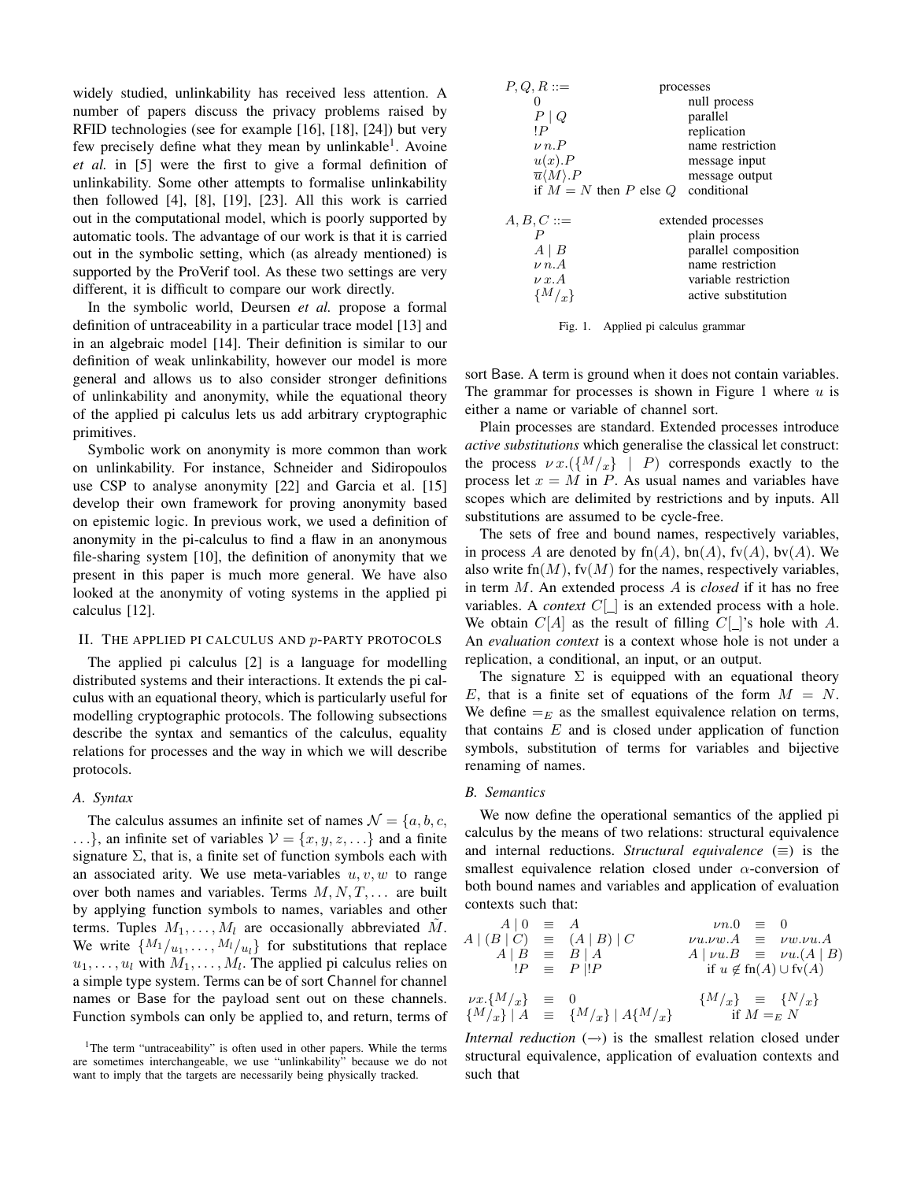widely studied, unlinkability has received less attention. A number of papers discuss the privacy problems raised by RFID technologies (see for example [16], [18], [24]) but very few precisely define what they mean by unlinkable[1]. Avoine *et al.* in [5] were the first to give a formal definition of unlinkability. Some other attempts to formalise unlinkability then followed [4], [8], [19], [23]. All this work is carried out in the computational model, which is poorly supported by automatic tools. The advantage of our work is that it is carried out in the symbolic setting, which (as already mentioned) is supported by the ProVerif tool. As these two settings are very different, it is difficult to compare our work directly.

In the symbolic world, Deursen *et al.* propose a formal definition of untraceability in a particular trace model [13] and in an algebraic model [14]. Their definition is similar to our definition of weak unlinkability, however our model is more general and allows us to also consider stronger definitions of unlinkability and anonymity, while the equational theory of the applied pi calculus lets us add arbitrary cryptographic primitives.

Symbolic work on anonymity is more common than work on unlinkability. For instance, Schneider and Sidiropoulos use CSP to analyse anonymity [22] and Garcia et al. [15] develop their own framework for proving anonymity based on epistemic logic. In previous work, we used a definition of anonymity in the pi-calculus to find a flaw in an anonymous file-sharing system [10], the definition of anonymity that we present in this paper is much more general. We have also looked at the anonymity of voting systems in the applied pi calculus [12].

## II. The applied pi calculus and $p$-party protocols

The applied pi calculus [2] is a language for modelling distributed systems and their interactions. It extends the pi calculus with an equational theory, which is particularly useful for modelling cryptographic protocols. The following subsections describe the syntax and semantics of the calculus, equality relations for processes and the way in which we will describe protocols.

### A. Syntax

The calculus assumes an infinite set of names $\mathcal{N} = \{a, b, c, \ldots\}$, an infinite set of variables $\mathcal{V} = \{x, y, z, \ldots\}$ and a finite signature $\Sigma$, that is, a finite set of function symbols each with an associated arity. We use meta-variables $u, v, w$ to range over both names and variables. Terms $M, N, T, \ldots$ are built by applying function symbols to names, variables and other terms. Tuples $M_1, \ldots, M_l$ are occasionally abbreviated $\tilde{M}$. We write $\{^{M_1}/_{u_1}, \ldots, ^{M_l}/_{u_l}\}$ for substitutions that replace $u_1, \ldots, u_l$ with $M_1, \ldots, M_l$. The applied pi calculus relies on a simple type system. Terms can be of sort Channel for channel names or Base for the payload sent out on these channels. Function symbols can only be applied to, and return, terms of sort Base. A term is ground when it does not contain variables. The grammar for processes is shown in Figure 1 where $u$ is either a name or variable of channel sort.

| | |
|---|---|
| $P, Q, R ::=$ | processes |
| $\quad 0$ | null process |
| $\quad P \mid Q$ | parallel |
| $\quad !P$ | replication |
| $\quad \nu\, n.P$ | name restriction |
| $\quad u(x).P$ | message input |
| $\quad \overline{u}\langle M\rangle.P$ | message output |
| $\quad$ if $M = N$ then $P$ else $Q$ | conditional |
| $A, B, C ::=$ | extended processes |
| $\quad P$ | plain process |
| $\quad A \mid B$ | parallel composition |
| $\quad \nu\, n.A$ | name restriction |
| $\quad \nu\, x.A$ | variable restriction |
| $\quad \{^M/_x\}$ | active substitution |

Fig. 1. Applied pi calculus grammar

Plain processes are standard. Extended processes introduce *active substitutions* which generalise the classical let construct: the process $\nu\, x.(\{^M/_x\} \mid P)$ corresponds exactly to the process let $x = M$ in $P$. As usual names and variables have scopes which are delimited by restrictions and by inputs. All substitutions are assumed to be cycle-free.

The sets of free and bound names, respectively variables, in process $A$ are denoted by $\text{fn}(A)$, $\text{bn}(A)$, $\text{fv}(A)$, $\text{bv}(A)$. We also write $\text{fn}(M)$, $\text{fv}(M)$ for the names, respectively variables, in term $M$. An extended process $A$ is *closed* if it has no free variables. A *context* $C[\_]$ is an extended process with a hole. We obtain $C[A]$ as the result of filling $C[\_]$'s hole with $A$. An *evaluation context* is a context whose hole is not under a replication, a conditional, an input, or an output.

The signature $\Sigma$ is equipped with an equational theory $E$, that is a finite set of equations of the form $M = N$. We define $=_E$ as the smallest equivalence relation on terms, that contains $E$ and is closed under application of function symbols, substitution of terms for variables and bijective renaming of names.

### B. Semantics

We now define the operational semantics of the applied pi calculus by the means of two relations: structural equivalence and internal reductions. *Structural equivalence* ($\equiv$) is the smallest equivalence relation closed under $\alpha$-conversion of both bound names and variables and application of evaluation contexts such that:

$$
\begin{array}{rclcrcl}
A \mid 0 & \equiv & A & & \nu n.0 & \equiv & 0 \\
A \mid (B \mid C) & \equiv & (A \mid B) \mid C & & \nu u.\nu w.A & \equiv & \nu w.\nu u.A \\
A \mid B & \equiv & B \mid A & & A \mid \nu u.B & \equiv & \nu u.(A \mid B) \\
!P & \equiv & P \mid !P & & \multicolumn{3}{r}{\text{if } u \notin \text{fn}(A) \cup \text{fv}(A)} \\
\\
\nu x.\{^M/_x\} & \equiv & 0 & & \{^M/_x\} & \equiv & \{^N/_x\} \\
\{^M/_x\} \mid A & \equiv & \{^M/_x\} \mid A\{^M/_x\} & & \multicolumn{3}{r}{\text{if } M =_E N}
\end{array}
$$

*Internal reduction* ($\rightarrow$) is the smallest relation closed under structural equivalence, application of evaluation contexts and such that

[1]The term "untraceability" is often used in other papers. While the terms are sometimes interchangeable, we use "unlinkability" because we do not want to imply that the targets are necessarily being physically tracked.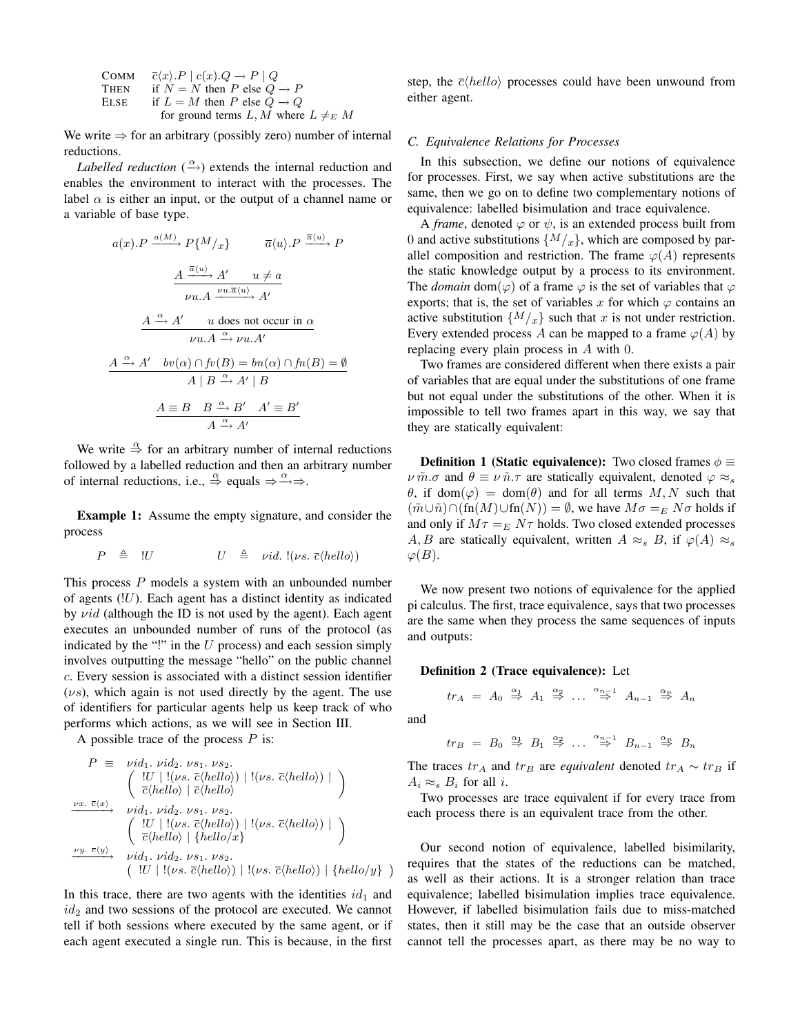$$
\begin{array}{ll}
\text{COMM} & \overline{c}\langle x\rangle.P \mid c(x).Q \rightarrow P \mid Q \\
\text{THEN} & \text{if } N = N \text{ then } P \text{ else } Q \rightarrow P \\
\text{ELSE} & \text{if } L = M \text{ then } P \text{ else } Q \rightarrow Q \\
& \quad \text{for ground terms } L, M \text{ where } L \neq_E M
\end{array}
$$

We write $\Rightarrow$ for an arbitrary (possibly zero) number of internal reductions.

*Labelled reduction* ($\xrightarrow{\alpha}$) extends the internal reduction and enables the environment to interact with the processes. The label $\alpha$ is either an input, or the output of a channel name or a variable of base type.

$$
a(x).P \xrightarrow{a(M)} P\{^M/_x\} \qquad \overline{a}\langle u\rangle.P \xrightarrow{\overline{a}\langle u\rangle} P
$$

$$
\frac{A \xrightarrow{\overline{a}\langle u\rangle} A' \qquad u \neq a}{\nu u.A \xrightarrow{\nu u.\overline{a}\langle u\rangle} A'}
$$

$$
\frac{A \xrightarrow{\alpha} A' \qquad u \text{ does not occur in } \alpha}{\nu u.A \xrightarrow{\alpha} \nu u.A'}
$$

$$
\frac{A \xrightarrow{\alpha} A' \quad bv(\alpha) \cap fv(B) = bn(\alpha) \cap fn(B) = \emptyset}{A \mid B \xrightarrow{\alpha} A' \mid B}
$$

$$
\frac{A \equiv B \quad B \xrightarrow{\alpha} B' \quad A' \equiv B'}{A \xrightarrow{\alpha} A'}
$$

We write $\stackrel{\alpha}{\Rightarrow}$ for an arbitrary number of internal reductions followed by a labelled reduction and then an arbitrary number of internal reductions, i.e., $\stackrel{\alpha}{\Rightarrow}$ equals $\Rightarrow\xrightarrow{\alpha}\Rightarrow$.

**Example 1:** Assume the empty signature, and consider the process

$$
P \triangleq\; !U \qquad\qquad U \triangleq \nu id.\ !(\nu s.\ \overline{c}\langle hello\rangle)
$$

This process $P$ models a system with an unbounded number of agents ($!U$). Each agent has a distinct identity as indicated by $\nu id$ (although the ID is not used by the agent). Each agent executes an unbounded number of runs of the protocol (as indicated by the "!" in the $U$ process) and each session simply involves outputting the message "hello" on the public channel $c$. Every session is associated with a distinct session identifier ($\nu s$), which again is not used directly by the agent. The use of identifiers for particular agents help us keep track of who performs which actions, as we will see in Section III.

A possible trace of the process $P$ is:

$$
\begin{array}{ll}
P \equiv & \nu id_1.\ \nu id_2.\ \nu s_1.\ \nu s_2. \\
& \left( \begin{array}{l} !U \mid\ !(\nu s.\ \overline{c}\langle hello\rangle) \mid\ !(\nu s.\ \overline{c}\langle hello\rangle) \mid \\ \overline{c}\langle hello\rangle \mid \overline{c}\langle hello\rangle \end{array} \right) \\
\xrightarrow{\nu x.\ \overline{c}\langle x\rangle} & \nu id_1.\ \nu id_2.\ \nu s_1.\ \nu s_2. \\
& \left( \begin{array}{l} !U \mid\ !(\nu s.\ \overline{c}\langle hello\rangle) \mid\ !(\nu s.\ \overline{c}\langle hello\rangle) \mid \\ \overline{c}\langle hello\rangle \mid \{hello/x\} \end{array} \right) \\
\xrightarrow{\nu y.\ \overline{c}\langle y\rangle} & \nu id_1.\ \nu id_2.\ \nu s_1.\ \nu s_2. \\
& \left(\ !U \mid\ !(\nu s.\ \overline{c}\langle hello\rangle) \mid\ !(\nu s.\ \overline{c}\langle hello\rangle) \mid \{hello/y\}\ \right)
\end{array}
$$

In this trace, there are two agents with the identities $id_1$ and $id_2$ and two sessions of the protocol are executed. We cannot tell if both sessions where executed by the same agent, or if each agent executed a single run. This is because, in the first step, the $\overline{c}\langle hello\rangle$ processes could have been unwound from either agent.

### C. Equivalence Relations for Processes

In this subsection, we define our notions of equivalence for processes. First, we say when active substitutions are the same, then we go on to define two complementary notions of equivalence: labelled bisimulation and trace equivalence.

A *frame*, denoted $\varphi$ or $\psi$, is an extended process built from 0 and active substitutions $\{^M/_x\}$, which are composed by parallel composition and restriction. The frame $\varphi(A)$ represents the static knowledge output by a process to its environment. The *domain* $\mathrm{dom}(\varphi)$ of a frame $\varphi$ is the set of variables that $\varphi$ exports; that is, the set of variables $x$ for which $\varphi$ contains an active substitution $\{^M/_x\}$ such that $x$ is not under restriction. Every extended process $A$ can be mapped to a frame $\varphi(A)$ by replacing every plain process in $A$ with 0.

Two frames are considered different when there exists a pair of variables that are equal under the substitutions of one frame but not equal under the substitutions of the other. When it is impossible to tell two frames apart in this way, we say that they are statically equivalent:

**Definition 1 (Static equivalence):** Two closed frames $\phi \equiv \nu\,\tilde{m}.\sigma$ and $\theta \equiv \nu\,\tilde{n}.\tau$ are statically equivalent, denoted $\varphi \approx_s \theta$, if $\mathrm{dom}(\varphi) = \mathrm{dom}(\theta)$ and for all terms $M, N$ such that $(\tilde{m} \cup \tilde{n}) \cap (\mathrm{fn}(M) \cup \mathrm{fn}(N)) = \emptyset$, we have $M\sigma =_E N\sigma$ holds if and only if $M\tau =_E N\tau$ holds. Two closed extended processes $A, B$ are statically equivalent, written $A \approx_s B$, if $\varphi(A) \approx_s \varphi(B)$.

We now present two notions of equivalence for the applied pi calculus. The first, trace equivalence, says that two processes are the same when they process the same sequences of inputs and outputs:

**Definition 2 (Trace equivalence):** Let

$$
tr_A \;=\; A_0 \stackrel{\alpha_1}{\Rightarrow} A_1 \stackrel{\alpha_2}{\Rightarrow} \ldots \stackrel{\alpha_{n-1}}{\Rightarrow} A_{n-1} \stackrel{\alpha_n}{\Rightarrow} A_n
$$

and

$$
tr_B \;=\; B_0 \stackrel{\alpha_1}{\Rightarrow} B_1 \stackrel{\alpha_2}{\Rightarrow} \ldots \stackrel{\alpha_{n-1}}{\Rightarrow} B_{n-1} \stackrel{\alpha_n}{\Rightarrow} B_n
$$

The traces $tr_A$ and $tr_B$ are *equivalent* denoted $tr_A \sim tr_B$ if $A_i \approx_s B_i$ for all $i$.

Two processes are trace equivalent if for every trace from each process there is an equivalent trace from the other.

Our second notion of equivalence, labelled bisimilarity, requires that the states of the reductions can be matched, as well as their actions. It is a stronger relation than trace equivalence; labelled bisimulation implies trace equivalence. However, if labelled bisimulation fails due to miss-matched states, then it still may be the case that an outside observer cannot tell the processes apart, as there may be no way to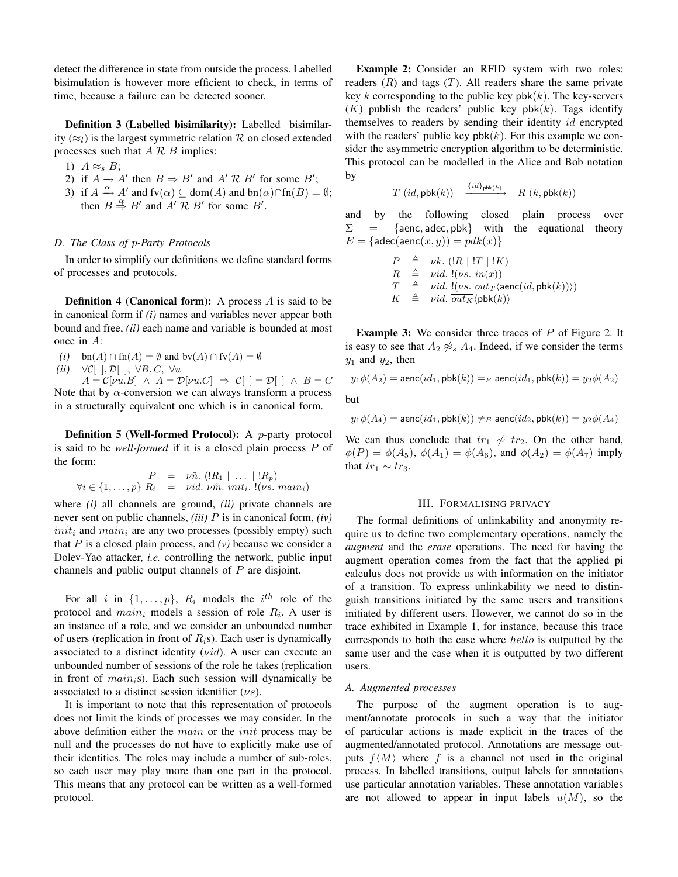detect the difference in state from outside the process. Labelled bisimulation is however more efficient to check, in terms of time, because a failure can be detected sooner.

**Definition 3 (Labelled bisimilarity):** Labelled bisimilarity ($\approx_l$) is the largest symmetric relation $\mathcal{R}$ on closed extended processes such that $A\ \mathcal{R}\ B$ implies:

1) $A \approx_s B$;
2) if $A \rightarrow A'$ then $B \Rightarrow B'$ and $A'\ \mathcal{R}\ B'$ for some $B'$;
3) if $A \xrightarrow{\alpha} A'$ and $\mathrm{fv}(\alpha) \subseteq \mathrm{dom}(A)$ and $\mathrm{bn}(\alpha) \cap \mathrm{fn}(B) = \emptyset$; then $B \overset{\alpha}{\Rightarrow} B'$ and $A'\ \mathcal{R}\ B'$ for some $B'$.

### D. The Class of $p$-Party Protocols

In order to simplify our definitions we define standard forms of processes and protocols.

**Definition 4 (Canonical form):** A process $A$ is said to be in canonical form if *(i)* names and variables never appear both bound and free, *(ii)* each name and variable is bounded at most once in $A$:

*(i)* $\mathrm{bn}(A) \cap \mathrm{fn}(A) = \emptyset$ and $\mathrm{bv}(A) \cap \mathrm{fv}(A) = \emptyset$

*(ii)* $\forall \mathcal{C}[\_], \mathcal{D}[\_],\ \forall B, C,\ \forall u$
$A = \mathcal{C}[\nu u.B] \ \wedge\ A = \mathcal{D}[\nu u.C] \ \Rightarrow\ \mathcal{C}[\_] = \mathcal{D}[\_] \ \wedge\ B = C$

Note that by $\alpha$-conversion we can always transform a process in a structurally equivalent one which is in canonical form.

**Definition 5 (Well-formed Protocol):** A $p$-party protocol is said to be *well-formed* if it is a closed plain process $P$ of the form:

$$\begin{array}{rcl} P & = & \nu\tilde{n}.\ (!R_1 \mid \ldots \mid !R_p) \\ \forall i \in \{1,\ldots,p\}\ R_i & = & \nu id.\ \nu\tilde{m}.\ init_i.\ !(\nu s.\ main_i) \end{array}$$

where *(i)* all channels are ground, *(ii)* private channels are never sent on public channels, *(iii)* $P$ is in canonical form, *(iv)* $init_i$ and $main_i$ are any two processes (possibly empty) such that $P$ is a closed plain process, and *(v)* because we consider a Dolev-Yao attacker, *i.e.* controlling the network, public input channels and public output channels of $P$ are disjoint.

For all $i$ in $\{1,\ldots,p\}$, $R_i$ models the $i^{th}$ role of the protocol and $main_i$ models a session of role $R_i$. A user is an instance of a role, and we consider an unbounded number of users (replication in front of $R_i$s). Each user is dynamically associated to a distinct identity ($\nu id$). A user can execute an unbounded number of sessions of the role he takes (replication in front of $main_i$s). Each such session will dynamically be associated to a distinct session identifier ($\nu s$).

It is important to note that this representation of protocols does not limit the kinds of processes we may consider. In the above definition either the $main$ or the $init$ process may be null and the processes do not have to explicitly make use of their identities. The roles may include a number of sub-roles, so each user may play more than one part in the protocol. This means that any protocol can be written as a well-formed protocol.

**Example 2:** Consider an RFID system with two roles: readers ($R$) and tags ($T$). All readers share the same private key $k$ corresponding to the public key $\mathsf{pbk}(k)$. The key-servers ($K$) publish the readers' public key $\mathsf{pbk}(k)$. Tags identify themselves to readers by sending their identity $id$ encrypted with the readers' public key $\mathsf{pbk}(k)$. For this example we consider the asymmetric encryption algorithm to be deterministic. This protocol can be modelled in the Alice and Bob notation by

$$T\ (id, \mathsf{pbk}(k)) \quad \xrightarrow{\{id\}_{\mathsf{pbk}(k)}} \quad R\ (k, \mathsf{pbk}(k))$$

and by the following closed plain process over $\Sigma = \{\mathsf{aenc}, \mathsf{adec}, \mathsf{pbk}\}$ with the equational theory $E = \{\mathsf{adec}(\mathsf{aenc}(x,y)) = pdk(x)\}$

$$\begin{array}{rcl} P & \triangleq & \nu k.\ (!R \mid !T \mid !K) \\ R & \triangleq & \nu id.\ !(\nu s.\ in(x)) \\ T & \triangleq & \nu id.\ !(\nu s.\ \overline{out_T}\langle \mathsf{aenc}(id, \mathsf{pbk}(k))\rangle) \\ K & \triangleq & \nu id.\ \overline{out_K}\langle \mathsf{pbk}(k)\rangle \end{array}$$

**Example 3:** We consider three traces of $P$ of Figure 2. It is easy to see that $A_2 \not\approx_s A_4$. Indeed, if we consider the terms $y_1$ and $y_2$, then

$$y_1\phi(A_2) = \mathsf{aenc}(id_1, \mathsf{pbk}(k)) =_E \mathsf{aenc}(id_1, \mathsf{pbk}(k)) = y_2\phi(A_2)$$

but

$$y_1\phi(A_4) = \mathsf{aenc}(id_1, \mathsf{pbk}(k)) \neq_E \mathsf{aenc}(id_2, \mathsf{pbk}(k)) = y_2\phi(A_4)$$

We can thus conclude that $tr_1 \not\sim tr_2$. On the other hand, $\phi(P) = \phi(A_5)$, $\phi(A_1) = \phi(A_6)$, and $\phi(A_2) = \phi(A_7)$ imply that $tr_1 \sim tr_3$.

## III. Formalising privacy

The formal definitions of unlinkability and anonymity require us to define two complementary operations, namely the *augment* and the *erase* operations. The need for having the augment operation comes from the fact that the applied pi calculus does not provide us with information on the initiator of a transition. To express unlinkability we need to distinguish transitions initiated by the same users and transitions initiated by different users. However, we cannot do so in the trace exhibited in Example 1, for instance, because this trace corresponds to both the case where $hello$ is outputted by the same user and the case when it is outputted by two different users.

### A. Augmented processes

The purpose of the augment operation is to augment/annotate protocols in such a way that the initiator of particular actions is made explicit in the traces of the augmented/annotated protocol. Annotations are message outputs $\overline{f}\langle M\rangle$ where $f$ is a channel not used in the original process. In labelled transitions, output labels for annotations use particular annotation variables. These annotation variables are not allowed to appear in input labels $u(M)$, so the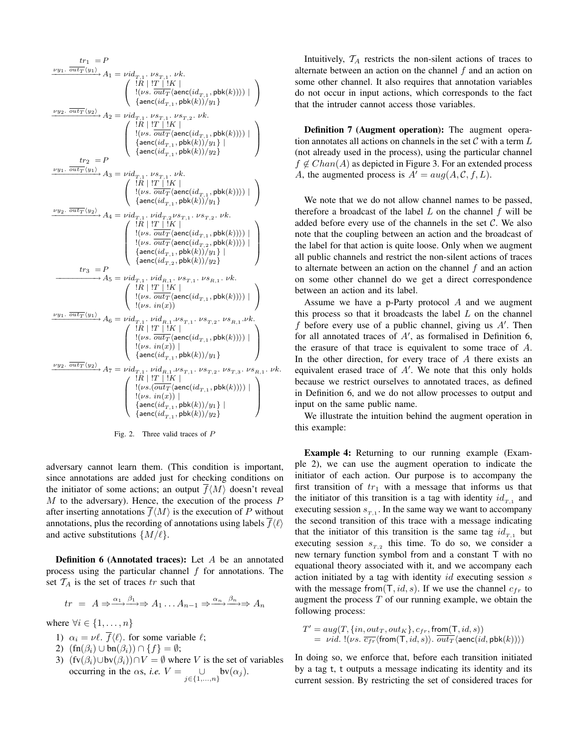$$
\begin{aligned}
& tr_1 \;= P \\
& \xrightarrow{\nu y_1.\ \overline{out_T}\langle y_1\rangle} A_1 = \nu id_{T,1}.\ \nu s_{T,1}.\ \nu k. \left(\begin{array}{l} !R \mid !T \mid !K \mid \\ !(\nu s.\ \overline{out_T}\langle \mathsf{aenc}(id_{T,1}, \mathsf{pbk}(k))\rangle) \mid \\ \{\mathsf{aenc}(id_{T,1}, \mathsf{pbk}(k))/y_1\} \end{array}\right) \\
& \xrightarrow{\nu y_2.\ \overline{out_T}\langle y_2\rangle} A_2 = \nu id_{T,1}.\ \nu s_{T,1}.\ \nu s_{T,2}.\ \nu k. \left(\begin{array}{l} !R \mid !T \mid !K \mid \\ !(\nu s.\ \overline{out_T}\langle \mathsf{aenc}(id_{T,1}, \mathsf{pbk}(k))\rangle) \mid \\ \{\mathsf{aenc}(id_{T,1}, \mathsf{pbk}(k))/y_1\} \mid \\ \{\mathsf{aenc}(id_{T,1}, \mathsf{pbk}(k))/y_2\} \end{array}\right) \\
& tr_2 \;= P \\
& \xrightarrow{\nu y_1.\ \overline{out_T}\langle y_1\rangle} A_3 = \nu id_{T,1}.\ \nu s_{T,1}.\ \nu k. \left(\begin{array}{l} !R \mid !T \mid !K \mid \\ !(\nu s.\ \overline{out_T}\langle \mathsf{aenc}(id_{T,1}, \mathsf{pbk}(k))\rangle) \mid \\ \{\mathsf{aenc}(id_{T,1}, \mathsf{pbk}(k))/y_1\} \end{array}\right) \\
& \xrightarrow{\nu y_2.\ \overline{out_T}\langle y_2\rangle} A_4 = \nu id_{T,1}.\ \nu id_{T,2} \nu s_{T,1}.\ \nu s_{T,2}.\ \nu k. \left(\begin{array}{l} !R \mid !T \mid !K \mid \\ !(\nu s.\ \overline{out_T}\langle \mathsf{aenc}(id_{T,1}, \mathsf{pbk}(k))\rangle) \mid \\ !(\nu s.\ \overline{out_T}\langle \mathsf{aenc}(id_{T,2}, \mathsf{pbk}(k))\rangle) \mid \\ \{\mathsf{aenc}(id_{T,1}, \mathsf{pbk}(k))/y_1\} \mid \\ \{\mathsf{aenc}(id_{T,2}, \mathsf{pbk}(k))/y_2\} \end{array}\right) \\
& tr_3 \;= P \\
& \xrightarrow{\quad} A_5 = \nu id_{T,1}.\ \nu id_{R,1}.\ \nu s_{T,1}.\ \nu s_{R,1}.\ \nu k. \left(\begin{array}{l} !R \mid !T \mid !K \mid \\ !(\nu s.\ \overline{out_T}\langle \mathsf{aenc}(id_{T,1}, \mathsf{pbk}(k))\rangle) \mid \\ !(\nu s.\ in(x)) \end{array}\right) \\
& \xrightarrow{\nu y_1.\ \overline{out_T}\langle y_1\rangle} A_6 = \nu id_{T,1}.\ \nu id_{R,1}. \nu s_{T,1}.\ \nu s_{T,2}.\ \nu s_{R,1}. \nu k. \left(\begin{array}{l} !R \mid !T \mid !K \mid \\ !(\nu s.\ \overline{out_T}\langle \mathsf{aenc}(id_{T,1}, \mathsf{pbk}(k))\rangle) \mid \\ !(\nu s.\ in(x)) \mid \\ \{\mathsf{aenc}(id_{T,1}, \mathsf{pbk}(k))/y_1\} \end{array}\right) \\
& \xrightarrow{\nu y_2.\ \overline{out_T}\langle y_2\rangle} A_7 = \nu id_{T,1}.\ \nu id_{R,1}. \nu s_{T,1}.\ \nu s_{T,2}.\ \nu s_{T,3}.\ \nu s_{R,1}.\ \nu k. \left(\begin{array}{l} !R \mid !T \mid !K \mid \\ !(\nu s. (\overline{out_T}\langle \mathsf{aenc}(id_{T,1}, \mathsf{pbk}(k))\rangle)) \mid \\ !(\nu s.\ in(x)) \mid \\ \{\mathsf{aenc}(id_{T,1}, \mathsf{pbk}(k))/y_1\} \mid \\ \{\mathsf{aenc}(id_{T,1}, \mathsf{pbk}(k))/y_2\} \end{array}\right)
\end{aligned}
$$

Fig. 2. Three valid traces of $P$

adversary cannot learn them. (This condition is important, since annotations are added just for checking conditions on the initiator of some actions; an output $\overline{f}\langle M\rangle$ doesn't reveal $M$ to the adversary). Hence, the execution of the process $P$ after inserting annotations $\overline{f}\langle M\rangle$ is the execution of $P$ without annotations, plus the recording of annotations using labels $\overline{f}\langle \ell\rangle$ and active substitutions $\{M/\ell\}$.

**Definition 6 (Annotated traces):** Let $A$ be an annotated process using the particular channel $f$ for annotations. The set $\mathcal{T}_A$ is the set of traces $tr$ such that

$$tr \;=\; A \Rightarrow\xrightarrow{\alpha_1}\xrightarrow{\beta_1}\Rightarrow A_1 \ldots A_{n-1} \Rightarrow\xrightarrow{\alpha_n}\xrightarrow{\beta_n}\Rightarrow A_n$$

where $\forall i \in \{1, \ldots, n\}$

1) $\alpha_i = \nu\ell.\ \overline{f}\langle\ell\rangle$. for some variable $\ell$;
2) $(\mathrm{fn}(\beta_i) \cup \mathrm{bn}(\beta_i)) \cap \{f\} = \emptyset$;
3) $(\mathrm{fv}(\beta_i) \cup \mathrm{bv}(\beta_i)) \cap V = \emptyset$ where $V$ is the set of variables occurring in the $\alpha$s, *i.e.* $V = \bigcup_{j\in\{1,\ldots,n\}} \mathrm{bv}(\alpha_j)$.

Intuitively, $\mathcal{T}_A$ restricts the non-silent actions of traces to alternate between an action on the channel $f$ and an action on some other channel. It also requires that annotation variables do not occur in input actions, which corresponds to the fact that the intruder cannot access those variables.

**Definition 7 (Augment operation):** The augment operation annotates all actions on channels in the set $\mathcal{C}$ with a term $L$ (not already used in the process), using the particular channel $f \notin Chan(A)$ as depicted in Figure 3. For an extended process $A$, the augmented process is $A' = aug(A, \mathcal{C}, f, L)$.

We note that we do not allow channel names to be passed, therefore a broadcast of the label $L$ on the channel $f$ will be added before every use of the channels in the set $\mathcal{C}$. We also note that the coupling between an action and the broadcast of the label for that action is quite loose. Only when we augment all public channels and restrict the non-silent actions of traces to alternate between an action on the channel $f$ and an action on some other channel do we get a direct correspondence between an action and its label.

Assume we have a p-Party protocol $A$ and we augment this process so that it broadcasts the label $L$ on the channel $f$ before every use of a public channel, giving us $A'$. Then for all annotated traces of $A'$, as formalised in Definition 6, the erasure of that trace is equivalent to some trace of $A$. In the other direction, for every trace of $A$ there exists an equivalent erased trace of $A'$. We note that this only holds because we restrict ourselves to annotated traces, as defined in Definition 6, and we do not allow processes to output and input on the same public name.

We illustrate the intuition behind the augment operation in this example:

**Example 4:** Returning to our running example (Example 2), we can use the augment operation to indicate the initiator of each action. Our purpose is to accompany the first transition of $tr_1$ with a message that informs us that the initiator of this transition is a tag with identity $id_{T,1}$ and executing session $s_{T,1}$. In the same way we want to accompany the second transition of this trace with a message indicating that the initiator of this transition is the same tag $id_{T,1}$ but executing session $s_{T,2}$ this time. To do so, we consider a new ternary function symbol from and a constant $\mathsf{T}$ with no equational theory associated with it, and we accompany each action initiated by a tag with identity $id$ executing session $s$ with the message $\mathsf{from}(\mathsf{T}, id, s)$. If we use the channel $c_{fr}$ to augment the process $T$ of our running example, we obtain the following process:

$$
\begin{aligned}
T' &= aug(T, \{in, out_T, out_K\}, c_{fr}, \mathsf{from}(\mathsf{T}, id, s)) \\
&= \nu id.\ !(\nu s.\ \overline{c_{fr}}\langle \mathsf{from}(\mathsf{T}, id, s)\rangle.\ \overline{out_T}\langle \mathsf{aenc}(id, \mathsf{pbk}(k))\rangle)
\end{aligned}
$$

In doing so, we enforce that, before each transition initiated by a tag $\mathtt{t}$, $\mathtt{t}$ outputs a message indicating its identity and its current session. By restricting the set of considered traces for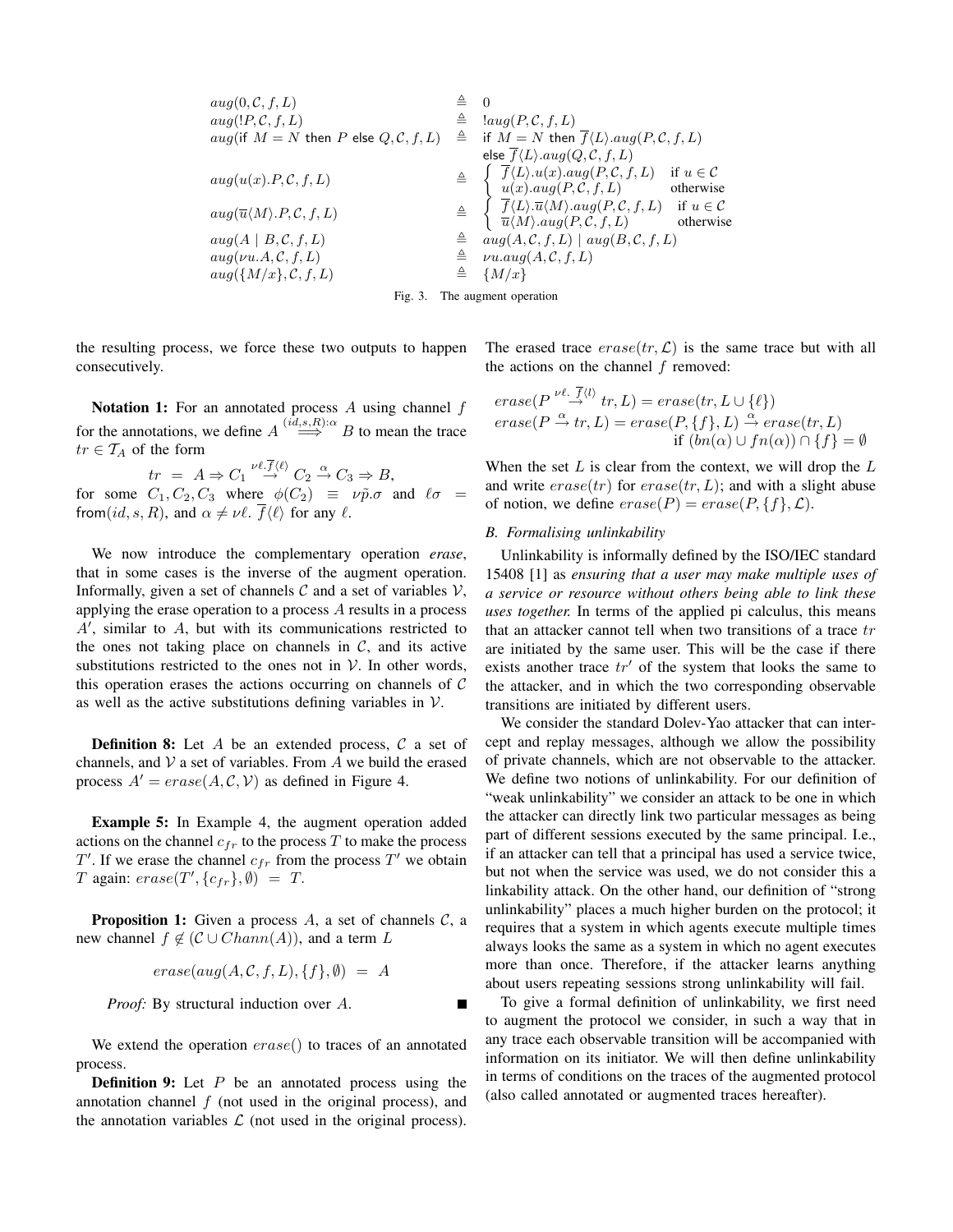$$
\begin{array}{lcl}
aug(0,\mathcal{C},f,L) & \triangleq & 0 \\
aug(!P,\mathcal{C},f,L) & \triangleq & !aug(P,\mathcal{C},f,L) \\
aug(\mathsf{if}\ M=N\ \mathsf{then}\ P\ \mathsf{else}\ Q,\mathcal{C},f,L) & \triangleq & \mathsf{if}\ M=N\ \mathsf{then}\ \overline{f}\langle L\rangle.aug(P,\mathcal{C},f,L) \\
 & & \mathsf{else}\ \overline{f}\langle L\rangle.aug(Q,\mathcal{C},f,L) \\
aug(u(x).P,\mathcal{C},f,L) & \triangleq & \begin{cases} \overline{f}\langle L\rangle.u(x).aug(P,\mathcal{C},f,L) & \text{if } u\in\mathcal{C} \\ u(x).aug(P,\mathcal{C},f,L) & \text{otherwise} \end{cases} \\
aug(\overline{u}\langle M\rangle.P,\mathcal{C},f,L) & \triangleq & \begin{cases} \overline{f}\langle L\rangle.\overline{u}\langle M\rangle.aug(P,\mathcal{C},f,L) & \text{if } u\in\mathcal{C} \\ \overline{u}\langle M\rangle.aug(P,\mathcal{C},f,L) & \text{otherwise} \end{cases} \\
aug(A\mid B,\mathcal{C},f,L) & \triangleq & aug(A,\mathcal{C},f,L)\mid aug(B,\mathcal{C},f,L) \\
aug(\nu u.A,\mathcal{C},f,L) & \triangleq & \nu u.aug(A,\mathcal{C},f,L) \\
aug(\{M/x\},\mathcal{C},f,L) & \triangleq & \{M/x\}
\end{array}
$$

Fig. 3. The augment operation

the resulting process, we force these two outputs to happen consecutively.

**Notation 1:** For an annotated process $A$ using channel $f$ for the annotations, we define $A \overset{(id,s,R):\alpha}{\Longrightarrow} B$ to mean the trace $tr \in \mathcal{T}_A$ of the form

$$tr \;=\; A \Rightarrow C_1 \overset{\nu\ell.\overline{f}\langle\ell\rangle}{\rightarrow} C_2 \overset{\alpha}{\rightarrow} C_3 \Rightarrow B,$$

for some $C_1, C_2, C_3$ where $\phi(C_2) \equiv \nu\tilde{p}.\sigma$ and $\ell\sigma = \mathsf{from}(id,s,R)$, and $\alpha \neq \nu\ell.\ \overline{f}\langle\ell\rangle$ for any $\ell$.

We now introduce the complementary operation *erase*, that in some cases is the inverse of the augment operation. Informally, given a set of channels $\mathcal{C}$ and a set of variables $\mathcal{V}$, applying the erase operation to a process $A$ results in a process $A'$, similar to $A$, but with its communications restricted to the ones not taking place on channels in $\mathcal{C}$, and its active substitutions restricted to the ones not in $\mathcal{V}$. In other words, this operation erases the actions occurring on channels of $\mathcal{C}$ as well as the active substitutions defining variables in $\mathcal{V}$.

**Definition 8:** Let $A$ be an extended process, $\mathcal{C}$ a set of channels, and $\mathcal{V}$ a set of variables. From $A$ we build the erased process $A' = erase(A,\mathcal{C},\mathcal{V})$ as defined in Figure 4.

**Example 5:** In Example 4, the augment operation added actions on the channel $c_{fr}$ to the process $T$ to make the process $T'$. If we erase the channel $c_{fr}$ from the process $T'$ we obtain $T$ again: $erase(T',\{c_{fr}\},\emptyset) \;=\; T$.

**Proposition 1:** Given a process $A$, a set of channels $\mathcal{C}$, a new channel $f \notin (\mathcal{C} \cup Chann(A))$, and a term $L$

$$erase(aug(A,\mathcal{C},f,L),\{f\},\emptyset) \;=\; A$$

*Proof:* By structural induction over $A$. ∎

We extend the operation $erase()$ to traces of an annotated process.

**Definition 9:** Let $P$ be an annotated process using the annotation channel $f$ (not used in the original process), and the annotation variables $\mathcal{L}$ (not used in the original process). The erased trace $erase(tr,\mathcal{L})$ is the same trace but with all the actions on the channel $f$ removed:

$$
\begin{array}{l}
erase(P \overset{\nu\ell.\ \overline{f}\langle l\rangle}{\rightarrow} tr, L) = erase(tr, L\cup\{\ell\}) \\
erase(P \overset{\alpha}{\rightarrow} tr, L) = erase(P,\{f\},L) \overset{\alpha}{\rightarrow} erase(tr,L) \\
\qquad\qquad\qquad\qquad\qquad \text{if } (bn(\alpha)\cup fn(\alpha))\cap\{f\}=\emptyset
\end{array}
$$

When the set $L$ is clear from the context, we will drop the $L$ and write $erase(tr)$ for $erase(tr,L)$; and with a slight abuse of notion, we define $erase(P) = erase(P,\{f\},\mathcal{L})$.

### B. Formalising unlinkability

Unlinkability is informally defined by the ISO/IEC standard 15408 [1] as *ensuring that a user may make multiple uses of a service or resource without others being able to link these uses together.* In terms of the applied pi calculus, this means that an attacker cannot tell when two transitions of a trace $tr$ are initiated by the same user. This will be the case if there exists another trace $tr'$ of the system that looks the same to the attacker, and in which the two corresponding observable transitions are initiated by different users.

We consider the standard Dolev-Yao attacker that can intercept and replay messages, although we allow the possibility of private channels, which are not observable to the attacker. We define two notions of unlinkability. For our definition of "weak unlinkability" we consider an attack to be one in which the attacker can directly link two particular messages as being part of different sessions executed by the same principal. I.e., if an attacker can tell that a principal has used a service twice, but not when the service was used, we do not consider this a linkability attack. On the other hand, our definition of "strong unlinkability" places a much higher burden on the protocol; it requires that a system in which agents execute multiple times always looks the same as a system in which no agent executes more than once. Therefore, if the attacker learns anything about users repeating sessions strong unlinkability will fail.

To give a formal definition of unlinkability, we first need to augment the protocol we consider, in such a way that in any trace each observable transition will be accompanied with information on its initiator. We will then define unlinkability in terms of conditions on the traces of the augmented protocol (also called annotated or augmented traces hereafter).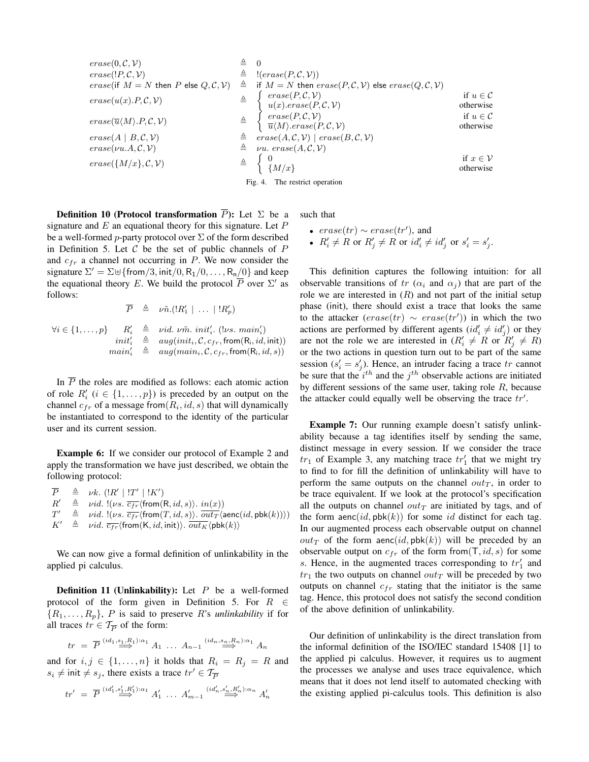$$
\begin{array}{lcll}
erase(0,\mathcal{C},\mathcal{V}) & \triangleq & 0 & \\
erase(!P,\mathcal{C},\mathcal{V}) & \triangleq & !(erase(P,\mathcal{C},\mathcal{V})) & \\
erase(\mathsf{if}\ M=N\ \mathsf{then}\ P\ \mathsf{else}\ Q,\mathcal{C},\mathcal{V}) & \triangleq & \mathsf{if}\ M=N\ \mathsf{then}\ erase(P,\mathcal{C},\mathcal{V})\ \mathsf{else}\ erase(Q,\mathcal{C},\mathcal{V}) & \\
erase(u(x).P,\mathcal{C},\mathcal{V}) & \triangleq & \begin{cases} erase(P,\mathcal{C},\mathcal{V}) & \text{if } u\in\mathcal{C} \\ u(x).erase(P,\mathcal{C},\mathcal{V}) & \text{otherwise} \end{cases} & \\
erase(\overline{u}\langle M\rangle.P,\mathcal{C},\mathcal{V}) & \triangleq & \begin{cases} erase(P,\mathcal{C},\mathcal{V}) & \text{if } u\in\mathcal{C} \\ \overline{u}\langle M\rangle.erase(P,\mathcal{C},\mathcal{V}) & \text{otherwise} \end{cases} & \\
erase(A \mid B,\mathcal{C},\mathcal{V}) & \triangleq & erase(A,\mathcal{C},\mathcal{V}) \mid erase(B,\mathcal{C},\mathcal{V}) & \\
erase(\nu u.A,\mathcal{C},\mathcal{V}) & \triangleq & \nu u.\ erase(A,\mathcal{C},\mathcal{V}) & \\
erase(\{M/x\},\mathcal{C},\mathcal{V}) & \triangleq & \begin{cases} 0 & \text{if } x\in\mathcal{V} \\ \{M/x\} & \text{otherwise} \end{cases} &
\end{array}
$$

Fig. 4. The restrict operation

**Definition 10 (Protocol transformation $\overline{P}$):** Let $\Sigma$ be a signature and $E$ an equational theory for this signature. Let $P$ be a well-formed $p$-party protocol over $\Sigma$ of the form described in Definition 5. Let $\mathcal{C}$ be the set of public channels of $P$ and $c_{fr}$ a channel not occurring in $P$. We now consider the signature $\Sigma' = \Sigma \uplus \{\mathsf{from}/3, \mathsf{init}/0, \mathsf{R}_1/0, \ldots, \mathsf{R}_n/0\}$ and keep the equational theory $E$. We build the protocol $\overline{P}$ over $\Sigma'$ as follows:

$$\overline{P} \triangleq \nu\tilde{n}.(!R'_1 \mid \ldots \mid !R'_p)$$

$$
\begin{array}{llcl}
\forall i\in\{1,\ldots,p\} & R'_i & \triangleq & \nu id.\ \nu\tilde{m}.\ init'_i.\ (!\nu s.\ main'_i) \\
 & init'_i & \triangleq & aug(init_i,\mathcal{C},c_{fr},\mathsf{from}(\mathsf{R_i},id,\mathsf{init})) \\
 & main'_i & \triangleq & aug(main_i,\mathcal{C},c_{fr},\mathsf{from}(\mathsf{R_i},id,s))
\end{array}
$$

In $\overline{P}$ the roles are modified as follows: each atomic action of role $R'_i$ ($i \in \{1,\ldots,p\}$) is preceded by an output on the channel $c_{fr}$ of a message $\mathsf{from}(R_i, id, s)$ that will dynamically be instantiated to correspond to the identity of the particular user and its current session.

**Example 6:** If we consider our protocol of Example 2 and apply the transformation we have just described, we obtain the following protocol:

$$
\begin{array}{lcl}
\overline{P} & \triangleq & \nu k.\ (!R' \mid !T' \mid !K') \\
R' & \triangleq & \nu id.\ !(\nu s.\ \overline{c_{fr}}\langle\mathsf{from}(\mathsf{R},id,s)\rangle.\ in(x)) \\
T' & \triangleq & \nu id.\ !(\nu s.\ \overline{c_{fr}}\langle\mathsf{from}(T,id,s)\rangle.\ \overline{out_T}\langle\mathsf{aenc}(id,\mathsf{pbk}(k))\rangle) \\
K' & \triangleq & \nu id.\ \overline{c_{fr}}\langle\mathsf{from}(\mathsf{K},id,\mathsf{init})\rangle.\ \overline{out_K}\langle\mathsf{pbk}(k)\rangle
\end{array}
$$

We can now give a formal definition of unlinkability in the applied pi calculus.

**Definition 11 (Unlinkability):** Let $P$ be a well-formed protocol of the form given in Definition 5. For $R \in \{R_1,\ldots,R_p\}$, $P$ is said to preserve $R$'s *unlinkability* if for all traces $tr \in \mathcal{T}_{\overline{P}}$ of the form:

$$tr = \overline{P} \overset{(id_1,s_1,R_1):\alpha_1}{\Longrightarrow} A_1 \ \ldots\ A_{n-1} \overset{(id_n,s_n,R_n):\alpha_1}{\Longrightarrow} A_n$$

and for $i,j \in \{1,\ldots,n\}$ it holds that $R_i = R_j = R$ and $s_i \neq \mathsf{init} \neq s_j$, there exists a trace $tr' \in \mathcal{T}_{\overline{P}}$

$$tr' = \overline{P} \overset{(id'_1,s'_1,R'_1):\alpha_1}{\Longrightarrow} A'_1 \ \ldots\ A'_{m-1} \overset{(id'_n,s'_n,R'_n):\alpha_n}{\Longrightarrow} A'_n$$

such that

- $erase(tr) \sim erase(tr')$, and
- $R'_i \neq R$ or $R'_j \neq R$ or $id'_i \neq id'_j$ or $s'_i = s'_j$.

This definition captures the following intuition: for all observable transitions of $tr$ ($\alpha_i$ and $\alpha_j$) that are part of the role we are interested in ($R$) and not part of the initial setup phase (init), there should exist a trace that looks the same to the attacker ($erase(tr) \sim erase(tr')$) in which the two actions are performed by different agents ($id'_i \neq id'_j$) or they are not the role we are interested in ($R'_i \neq R$ or $R'_j \neq R$) or the two actions in question turn out to be part of the same session ($s'_i = s'_j$). Hence, an intruder facing a trace $tr$ cannot be sure that the $i^{th}$ and the $j^{th}$ observable actions are initiated by different sessions of the same user, taking role $R$, because the attacker could equally well be observing the trace $tr'$.

**Example 7:** Our running example doesn't satisfy unlinkability because a tag identifies itself by sending the same, distinct message in every session. If we consider the trace $tr_1$ of Example 3, any matching trace $tr'_1$ that we might try to find to for fill the definition of unlinkability will have to perform the same outputs on the channel $out_T$, in order to be trace equivalent. If we look at the protocol's specification all the outputs on channel $out_T$ are initiated by tags, and of the form $\mathsf{aenc}(id, \mathsf{pbk}(k))$ for some $id$ distinct for each tag. In our augmented process each observable output on channel $out_T$ of the form $\mathsf{aenc}(id, \mathsf{pbk}(k))$ will be preceded by an observable output on $c_{fr}$ of the form $\mathsf{from}(\mathsf{T}, id, s)$ for some $s$. Hence, in the augmented traces corresponding to $tr'_1$ and $tr_1$ the two outputs on channel $out_T$ will be preceded by two outputs on channel $c_{fr}$ stating that the initiator is the same tag. Hence, this protocol does not satisfy the second condition of the above definition of unlinkability.

Our definition of unlinkability is the direct translation from the informal definition of the ISO/IEC standard 15408 [1] to the applied pi calculus. However, it requires us to augment the processes we analyse and uses trace equivalence, which means that it does not lend itself to automated checking with the existing applied pi-calculus tools. This definition is also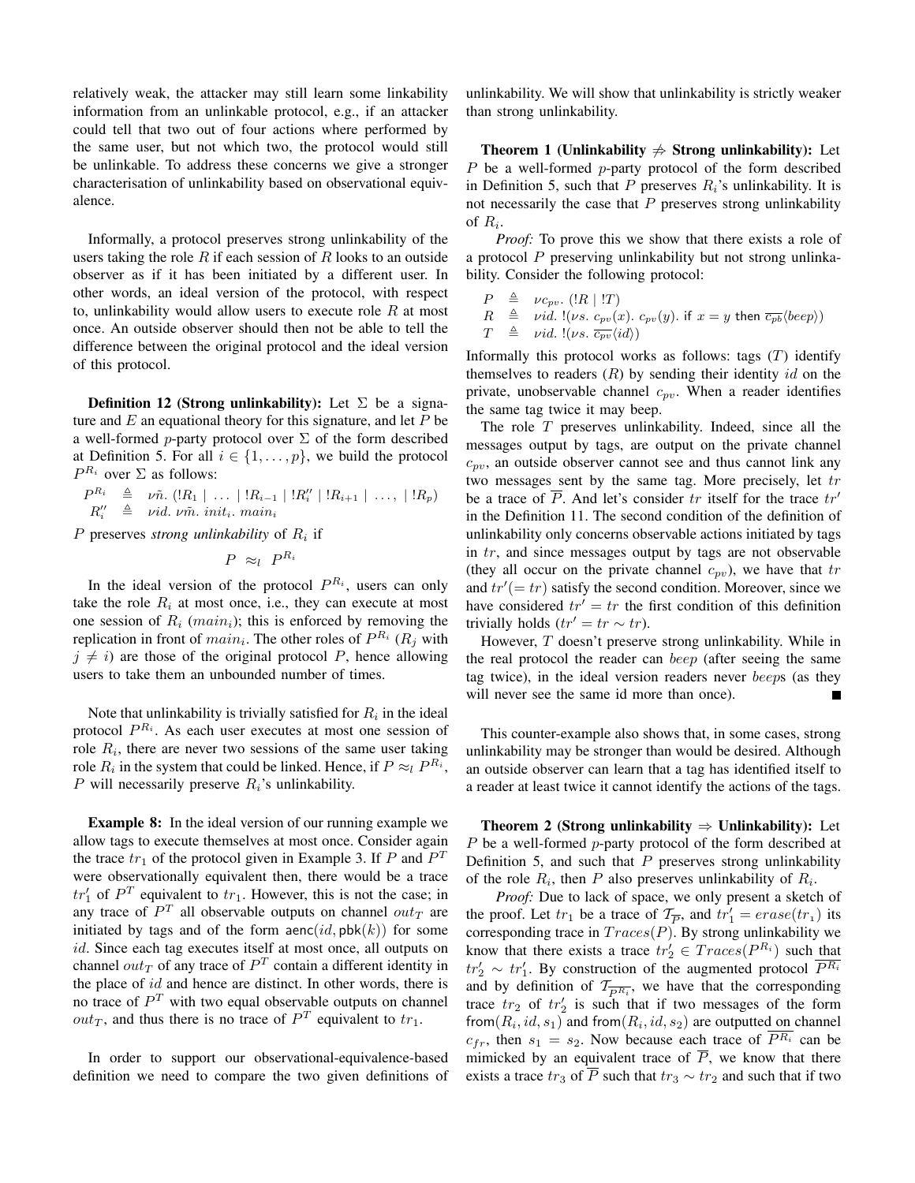relatively weak, the attacker may still learn some linkability information from an unlinkable protocol, e.g., if an attacker could tell that two out of four actions where performed by the same user, but not which two, the protocol would still be unlinkable. To address these concerns we give a stronger characterisation of unlinkability based on observational equivalence.

Informally, a protocol preserves strong unlinkability of the users taking the role $R$ if each session of $R$ looks to an outside observer as if it has been initiated by a different user. In other words, an ideal version of the protocol, with respect to, unlinkability would allow users to execute role $R$ at most once. An outside observer should then not be able to tell the difference between the original protocol and the ideal version of this protocol.

**Definition 12 (Strong unlinkability):** Let $\Sigma$ be a signature and $E$ an equational theory for this signature, and let $P$ be a well-formed $p$-party protocol over $\Sigma$ of the form described at Definition 5. For all $i \in \{1, \ldots, p\}$, we build the protocol $P^{R_i}$ over $\Sigma$ as follows:

$$P^{R_i} \triangleq \nu\tilde{n}.\ (!R_1 \mid \ldots \mid !R_{i-1} \mid !R''_i \mid !R_{i+1} \mid \ldots, \mid !R_p)$$
$$R''_i \triangleq \nu id.\ \nu\tilde{m}.\ init_i.\ main_i$$

$P$ preserves *strong unlinkability* of $R_i$ if

$$P \approx_l P^{R_i}$$

In the ideal version of the protocol $P^{R_i}$, users can only take the role $R_i$ at most once, i.e., they can execute at most one session of $R_i$ ($main_i$); this is enforced by removing the replication in front of $main_i$. The other roles of $P^{R_i}$ ($R_j$ with $j \neq i$) are those of the original protocol $P$, hence allowing users to take them an unbounded number of times.

Note that unlinkability is trivially satisfied for $R_i$ in the ideal protocol $P^{R_i}$. As each user executes at most one session of role $R_i$, there are never two sessions of the same user taking role $R_i$ in the system that could be linked. Hence, if $P \approx_l P^{R_i}$, $P$ will necessarily preserve $R_i$'s unlinkability.

**Example 8:** In the ideal version of our running example we allow tags to execute themselves at most once. Consider again the trace $tr_1$ of the protocol given in Example 3. If $P$ and $P^T$ were observationally equivalent then, there would be a trace $tr'_1$ of $P^T$ equivalent to $tr_1$. However, this is not the case; in any trace of $P^T$ all observable outputs on channel $out_T$ are initiated by tags and of the form $\mathsf{aenc}(id, \mathsf{pbk}(k))$ for some $id$. Since each tag executes itself at most once, all outputs on channel $out_T$ of any trace of $P^T$ contain a different identity in the place of $id$ and hence are distinct. In other words, there is no trace of $P^T$ with two equal observable outputs on channel $out_T$, and thus there is no trace of $P^T$ equivalent to $tr_1$.

In order to support our observational-equivalence-based definition we need to compare the two given definitions of unlinkability. We will show that unlinkability is strictly weaker than strong unlinkability.

**Theorem 1 (Unlinkability $\not\Rightarrow$ Strong unlinkability):** Let $P$ be a well-formed $p$-party protocol of the form described in Definition 5, such that $P$ preserves $R_i$'s unlinkability. It is not necessarily the case that $P$ preserves strong unlinkability of $R_i$.

*Proof:* To prove this we show that there exists a role of a protocol $P$ preserving unlinkability but not strong unlinkability. Consider the following protocol:

$$P \triangleq \nu c_{pv}.\ (!R \mid !T)$$
$$R \triangleq \nu id.\ !(\nu s.\ c_{pv}(x).\ c_{pv}(y).\ \mathsf{if}\ x = y\ \mathsf{then}\ \overline{c_{pb}}\langle beep\rangle)$$
$$T \triangleq \nu id.\ !(\nu s.\ \overline{c_{pv}}\langle id\rangle)$$

Informally this protocol works as follows: tags ($T$) identify themselves to readers ($R$) by sending their identity $id$ on the private, unobservable channel $c_{pv}$. When a reader identifies the same tag twice it may beep.

The role $T$ preserves unlinkability. Indeed, since all the messages output by tags, are output on the private channel $c_{pv}$, an outside observer cannot see and thus cannot link any two messages sent by the same tag. More precisely, let $tr$ be a trace of $\overline{P}$. And let's consider $tr$ itself for the trace $tr'$ in the Definition 11. The second condition of the definition of unlinkability only concerns observable actions initiated by tags in $tr$, and since messages output by tags are not observable (they all occur on the private channel $c_{pv}$), we have that $tr$ and $tr'(= tr)$ satisfy the second condition. Moreover, since we have considered $tr' = tr$ the first condition of this definition trivially holds ($tr' = tr \sim tr$).

However, $T$ doesn't preserve strong unlinkability. While in the real protocol the reader can $beep$ (after seeing the same tag twice), in the ideal version readers never $beep$s (as they will never see the same id more than once). ■

This counter-example also shows that, in some cases, strong unlinkability may be stronger than would be desired. Although an outside observer can learn that a tag has identified itself to a reader at least twice it cannot identify the actions of the tags.

**Theorem 2 (Strong unlinkability $\Rightarrow$ Unlinkability):** Let $P$ be a well-formed $p$-party protocol of the form described at Definition 5, and such that $P$ preserves strong unlinkability of the role $R_i$, then $P$ also preserves unlinkability of $R_i$.

*Proof:* Due to lack of space, we only present a sketch of the proof. Let $tr_1$ be a trace of $\mathcal{T}_{\overline{P}}$, and $tr'_1 = erase(tr_1)$ its corresponding trace in $Traces(P)$. By strong unlinkability we know that there exists a trace $tr'_2 \in Traces(P^{R_i})$ such that $tr'_2 \sim tr'_1$. By construction of the augmented protocol $\overline{P^{R_i}}$ and by definition of $\mathcal{T}_{\overline{P^{R_i}}}$, we have that the corresponding trace $tr_2$ of $tr'_2$ is such that if two messages of the form $\mathsf{from}(R_i, id, s_1)$ and $\mathsf{from}(R_i, id, s_2)$ are outputted on channel $c_{fr}$, then $s_1 = s_2$. Now because each trace of $\overline{P^{R_i}}$ can be mimicked by an equivalent trace of $\overline{P}$, we know that there exists a trace $tr_3$ of $\overline{P}$ such that $tr_3 \sim tr_2$ and such that if two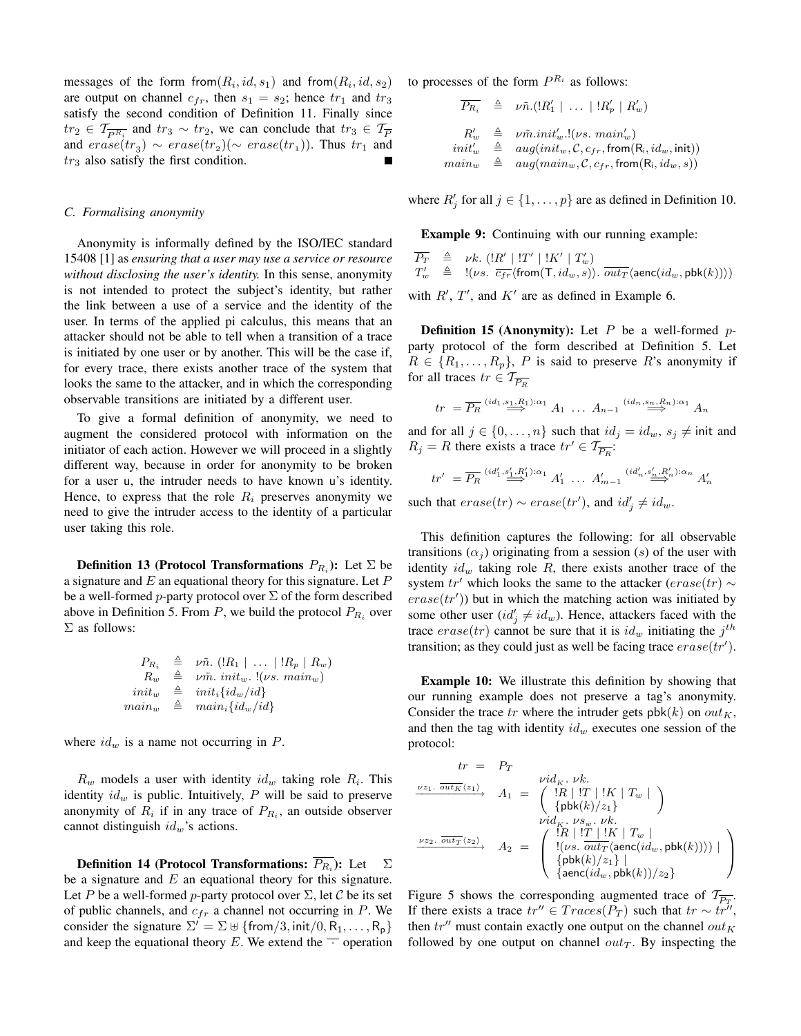messages of the form $\mathsf{from}(R_i, id, s_1)$ and $\mathsf{from}(R_i, id, s_2)$ are output on channel $c_{fr}$, then $s_1 = s_2$; hence $tr_1$ and $tr_3$ satisfy the second condition of Definition 11. Finally since $tr_2 \in \mathcal{T}_{\overline{P^{R_i}}}$ and $tr_3 \sim tr_2$, we can conclude that $tr_3 \in \mathcal{T}_{\overline{P}}$ and $erase(tr_3) \sim erase(tr_2)(\sim erase(tr_1))$. Thus $tr_1$ and $tr_3$ also satisfy the first condition. ■

### C. Formalising anonymity

Anonymity is informally defined by the ISO/IEC standard 15408 [1] as *ensuring that a user may use a service or resource without disclosing the user's identity.* In this sense, anonymity is not intended to protect the subject's identity, but rather the link between a use of a service and the identity of the user. In terms of the applied pi calculus, this means that an attacker should not be able to tell when a transition of a trace is initiated by one user or by another. This will be the case if, for every trace, there exists another trace of the system that looks the same to the attacker, and in which the corresponding observable transitions are initiated by a different user.

To give a formal definition of anonymity, we need to augment the considered protocol with information on the initiator of each action. However we will proceed in a slightly different way, because in order for anonymity to be broken for a user u, the intruder needs to have known u's identity. Hence, to express that the role $R_i$ preserves anonymity we need to give the intruder access to the identity of a particular user taking this role.

**Definition 13 (Protocol Transformations $P_{R_i}$):** Let $\Sigma$ be a signature and $E$ an equational theory for this signature. Let $P$ be a well-formed $p$-party protocol over $\Sigma$ of the form described above in Definition 5. From $P$, we build the protocol $P_{R_i}$ over $\Sigma$ as follows:

$$\begin{array}{rcl}
P_{R_i} & \triangleq & \nu\tilde{n}.\ (!R_1 \mid \ldots \mid !R_p \mid R_w) \\
R_w & \triangleq & \nu\tilde{m}.\ init_w.\ !(\nu s.\ main_w) \\
init_w & \triangleq & init_i\{id_w/id\} \\
main_w & \triangleq & main_i\{id_w/id\}
\end{array}$$

where $id_w$ is a name not occurring in $P$.

$R_w$ models a user with identity $id_w$ taking role $R_i$. This identity $id_w$ is public. Intuitively, $P$ will be said to preserve anonymity of $R_i$ if in any trace of $P_{R_i}$, an outside observer cannot distinguish $id_w$'s actions.

**Definition 14 (Protocol Transformations: $\overline{P_{R_i}}$):** Let $\Sigma$ be a signature and $E$ an equational theory for this signature. Let $P$ be a well-formed $p$-party protocol over $\Sigma$, let $\mathcal{C}$ be its set of public channels, and $c_{fr}$ a channel not occurring in $P$. We consider the signature $\Sigma' = \Sigma \uplus \{\mathsf{from}/3, \mathsf{init}/0, \mathsf{R_1}, \ldots, \mathsf{R_p}\}$ and keep the equational theory $E$. We extend the $\overline{\cdot}$ operation to processes of the form $P^{R_i}$ as follows:

$$\begin{array}{rcl}
\overline{P_{R_i}} & \triangleq & \nu\tilde{n}.(!R'_1 \mid \ldots \mid !R'_p \mid R'_w) \\
R'_w & \triangleq & \nu\tilde{m}.init'_w.!(\nu s.\ main'_w) \\
init'_w & \triangleq & aug(init_w, \mathcal{C}, c_{fr}, \mathsf{from}(\mathsf{R_i}, id_w, \mathsf{init})) \\
main_w & \triangleq & aug(main_w, \mathcal{C}, c_{fr}, \mathsf{from}(\mathsf{R_i}, id_w, s))
\end{array}$$

where $R'_j$ for all $j \in \{1, \ldots, p\}$ are as defined in Definition 10.

**Example 9:** Continuing with our running example:

$$\begin{array}{rcl}
\overline{P_T} & \triangleq & \nu k.\ (!R' \mid !T' \mid !K' \mid T'_w) \\
T'_w & \triangleq & !(\nu s.\ \overline{c_{fr}}\langle \mathsf{from}(\mathsf{T}, id_w, s)\rangle.\ \overline{out_T}\langle \mathsf{aenc}(id_w, \mathsf{pbk}(k))\rangle)
\end{array}$$

with $R'$, $T'$, and $K'$ are as defined in Example 6.

**Definition 15 (Anonymity):** Let $P$ be a well-formed $p$-party protocol of the form described at Definition 5. Let $R \in \{R_1, \ldots, R_p\}$, $P$ is said to preserve $R$'s anonymity if for all traces $tr \in \mathcal{T}_{\overline{P_R}}$

$$tr \;=\overline{P_R} \overset{(id_1,s_1,R_1):\alpha_1}{\Longrightarrow} A_1 \;\ldots\; A_{n-1} \overset{(id_n,s_n,R_n):\alpha_1}{\Longrightarrow} A_n$$

and for all $j \in \{0, \ldots, n\}$ such that $id_j = id_w$, $s_j \neq \mathsf{init}$ and $R_j = R$ there exists a trace $tr' \in \mathcal{T}_{\overline{P_R}}$:

$$tr' \;=\overline{P_R} \overset{(id'_1,s'_1,R'_1):\alpha_1}{\Longrightarrow} A'_1 \;\ldots\; A'_{m-1} \overset{(id'_n,s'_n,R'_n):\alpha_n}{\Longrightarrow} A'_n$$

such that $erase(tr) \sim erase(tr')$, and $id'_j \neq id_w$.

This definition captures the following: for all observable transitions ($\alpha_j$) originating from a session ($s$) of the user with identity $id_w$ taking role $R$, there exists another trace of the system $tr'$ which looks the same to the attacker ($erase(tr) \sim erase(tr')$) but in which the matching action was initiated by some other user ($id'_j \neq id_w$). Hence, attackers faced with the trace $erase(tr)$ cannot be sure that it is $id_w$ initiating the $j^{th}$ transition; as they could just as well be facing trace $erase(tr')$.

**Example 10:** We illustrate this definition by showing that our running example does not preserve a tag's anonymity. Consider the trace $tr$ where the intruder gets $\mathsf{pbk}(k)$ on $out_K$, and then the tag with identity $id_w$ executes one session of the protocol:

$$\begin{array}{rcl}
tr & = & P_T \\
\xrightarrow{\nu z_1.\ \overline{out_K}\langle z_1\rangle} & A_1 = & \nu id_K.\ \nu k. \left( \begin{array}{l} !R \mid !T \mid !K \mid T_w \mid \\ \{\mathsf{pbk}(k)/z_1\} \end{array} \right) \\
\xrightarrow{\nu z_2.\ \overline{out_T}\langle z_2\rangle} & A_2 = & \nu id_K.\ \nu s_w.\ \nu k. \left( \begin{array}{l} !R \mid !T \mid !K \mid T_w \mid \\ !(\nu s.\ \overline{out_T}\langle \mathsf{aenc}(id_w, \mathsf{pbk}(k))\rangle) \mid \\ \{\mathsf{pbk}(k)/z_1\} \mid \\ \{\mathsf{aenc}(id_w, \mathsf{pbk}(k))/z_2\} \end{array} \right)
\end{array}$$

Figure 5 shows the corresponding augmented trace of $\mathcal{T}_{\overline{P_T}}$. If there exists a trace $tr'' \in Traces(P_T)$ such that $tr \sim tr''$, then $tr''$ must contain exactly one output on the channel $out_K$ followed by one output on channel $out_T$. By inspecting the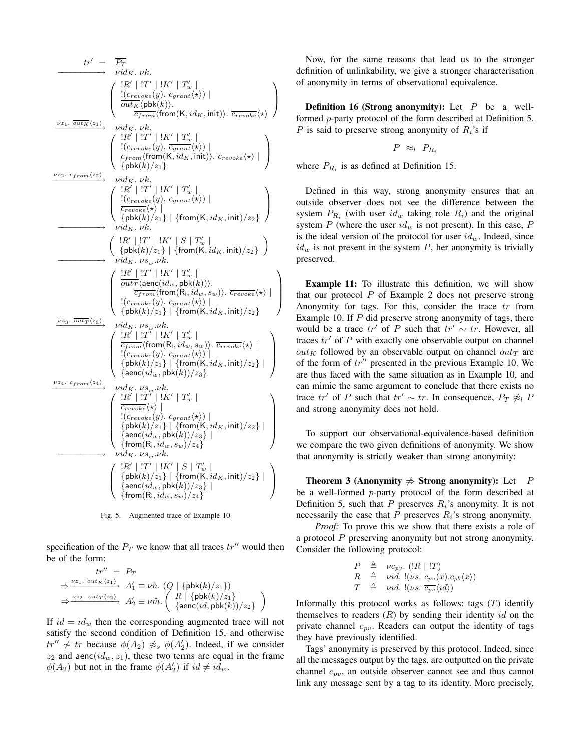$$
\begin{array}{rl}
tr' = & \overline{P_T} \\
\xrightarrow{\quad\quad} & \nu id_K.\ \nu k. \\
& \left( \begin{array}{l} !R' \mid !T' \mid !K' \mid T'_w \mid \\ !(c_{revoke}(y).\ \overline{c_{grant}}\langle\star\rangle) \mid \\ \overline{out_K}\langle \mathsf{pbk}(k)\rangle. \\ \quad \overline{c_{from}}\langle \mathsf{from}(\mathsf{K}, id_K, \mathsf{init})\rangle.\ \overline{c_{revoke}}\langle\star\rangle \end{array} \right) \\
\xrightarrow{\nu z_1.\ \overline{out_K}\langle z_1\rangle} & \nu id_K.\ \nu k. \\
& \left( \begin{array}{l} !R' \mid !T' \mid !K' \mid T'_w \mid \\ !(c_{revoke}(y).\ \overline{c_{grant}}\langle\star\rangle) \mid \\ \overline{c_{from}}\langle \mathsf{from}(\mathsf{K}, id_K, \mathsf{init})\rangle.\ \overline{c_{revoke}}\langle\star\rangle \mid \\ \{\mathsf{pbk}(k)/z_1\} \end{array} \right) \\
\xrightarrow{\nu z_2.\ \overline{c_{from}}\langle z_2\rangle} & \nu id_K.\ \nu k. \\
& \left( \begin{array}{l} !R' \mid !T' \mid !K' \mid T'_w \mid \\ !(c_{revoke}(y).\ \overline{c_{grant}}\langle\star\rangle) \mid \\ \overline{c_{revoke}}\langle\star\rangle \mid \\ \{\mathsf{pbk}(k)/z_1\} \mid \{\mathsf{from}(\mathsf{K}, id_K, \mathsf{init})/z_2\} \end{array} \right) \\
\xrightarrow{\quad\quad} & \nu id_K.\ \nu k. \\
& \left( \begin{array}{l} !R' \mid !T' \mid !K' \mid S \mid T'_w \mid \\ \{\mathsf{pbk}(k)/z_1\} \mid \{\mathsf{from}(\mathsf{K}, id_K, \mathsf{init})/z_2\} \end{array} \right) \\
\xrightarrow{\quad\quad} & \nu id_K.\ \nu s_w.\nu k. \\
& \left( \begin{array}{l} !R' \mid !T' \mid !K' \mid T'_w \mid \\ \overline{out_T}\langle \mathsf{aenc}(id_w, \mathsf{pbk}(k))\rangle. \\ \quad \overline{c_{from}}\langle \mathsf{from}(\mathsf{R_i}, id_w, s_w)\rangle.\ \overline{c_{revoke}}\langle\star\rangle \mid \\ !(c_{revoke}(y).\ \overline{c_{grant}}\langle\star\rangle) \mid \\ \{\mathsf{pbk}(k)/z_1\} \mid \{\mathsf{from}(\mathsf{K}, id_K, \mathsf{init})/z_2\} \end{array} \right) \\
\xrightarrow{\nu z_3.\ \overline{out_T}\langle z_3\rangle} & \nu id_K.\ \nu s_w.\nu k. \\
& \left( \begin{array}{l} !R' \mid !T' \mid !K' \mid T'_w \mid \\ \overline{c_{from}}\langle \mathsf{from}(\mathsf{R_i}, id_w, s_w)\rangle.\ \overline{c_{revoke}}\langle\star\rangle \mid \\ !(c_{revoke}(y).\ \overline{c_{grant}}\langle\star\rangle) \mid \\ \{\mathsf{pbk}(k)/z_1\} \mid \{\mathsf{from}(\mathsf{K}, id_K, \mathsf{init})/z_2\} \mid \\ \{\mathsf{aenc}(id_w, \mathsf{pbk}(k))/z_3\} \end{array} \right) \\
\xrightarrow{\nu z_4.\ \overline{c_{from}}\langle z_4\rangle} & \nu id_K.\ \nu s_w.\nu k. \\
& \left( \begin{array}{l} !R' \mid !T' \mid !K' \mid T'_w \mid \\ \overline{c_{revoke}}\langle\star\rangle \mid \\ !(c_{revoke}(y).\ \overline{c_{grant}}\langle\star\rangle) \mid \\ \{\mathsf{pbk}(k)/z_1\} \mid \{\mathsf{from}(\mathsf{K}, id_K, \mathsf{init})/z_2\} \mid \\ \{\mathsf{aenc}(id_w, \mathsf{pbk}(k))/z_3\} \mid \\ \{\mathsf{from}(\mathsf{R_i}, id_w, s_w)/z_4\} \end{array} \right) \\
\xrightarrow{\quad\quad} & \nu id_K.\ \nu s_w.\nu k. \\
& \left( \begin{array}{l} !R' \mid !T' \mid !K' \mid S \mid T'_w \mid \\ \{\mathsf{pbk}(k)/z_1\} \mid \{\mathsf{from}(\mathsf{K}, id_K, \mathsf{init})/z_2\} \mid \\ \{\mathsf{aenc}(id_w, \mathsf{pbk}(k))/z_3\} \mid \\ \{\mathsf{from}(\mathsf{R_i}, id_w, s_w)/z_4\} \end{array} \right)
\end{array}
$$

Fig. 5. Augmented trace of Example 10

specification of the $P_T$ we know that all traces $tr''$ would then be of the form:

$$
\begin{array}{rl}
tr'' = & P_T \\
\xRightarrow{\nu z_1.\ \overline{out_K}\langle z_1\rangle} & A'_1 \equiv \nu\tilde{n}.\ (Q \mid \{\mathsf{pbk}(k)/z_1\}) \\
\xRightarrow{\nu z_2.\ \overline{out_T}\langle z_2\rangle} & A'_2 \equiv \nu\tilde{m}.\left( \begin{array}{l} R \mid \{\mathsf{pbk}(k)/z_1\} \mid \\ \{\mathsf{aenc}(id, \mathsf{pbk}(k))/z_2\} \end{array} \right)
\end{array}
$$

If $id = id_w$ then the corresponding augmented trace will not satisfy the second condition of Definition 15, and otherwise $tr'' \not\sim tr$ because $\phi(A_2) \not\approx_s \phi(A'_2)$. Indeed, if we consider $z_2$ and $\mathsf{aenc}(id_w, z_1)$, these two terms are equal in the frame $\phi(A_2)$ but not in the frame $\phi(A'_2)$ if $id \neq id_w$.

Now, for the same reasons that lead us to the stronger definition of unlinkability, we give a stronger characterisation of anonymity in terms of observational equivalence.

**Definition 16 (Strong anonymity):** Let $P$ be a well-formed $p$-party protocol of the form described at Definition 5. $P$ is said to preserve strong anonymity of $R_i$'s if

$$P \ \approx_l \ P_{R_i}$$

where $P_{R_i}$ is as defined at Definition 15.

Defined in this way, strong anonymity ensures that an outside observer does not see the difference between the system $P_{R_i}$ (with user $id_w$ taking role $R_i$) and the original system $P$ (where the user $id_w$ is not present). In this case, $P$ is the ideal version of the protocol for user $id_w$. Indeed, since $id_w$ is not present in the system $P$, her anonymity is trivially preserved.

**Example 11:** To illustrate this definition, we will show that our protocol $P$ of Example 2 does not preserve strong Anonymity for tags. For this, consider the trace $tr$ from Example 10. If $P$ did preserve strong anonymity of tags, there would be a trace $tr'$ of $P$ such that $tr' \sim tr$. However, all traces $tr'$ of $P$ with exactly one observable output on channel $out_K$ followed by an observable output on channel $out_T$ are of the form of $tr''$ presented in the previous Example 10. We are thus faced with the same situation as in Example 10, and can mimic the same argument to conclude that there exists no trace $tr'$ of $P$ such that $tr' \sim tr$. In consequence, $P_T \not\approx_l P$ and strong anonymity does not hold.

To support our observational-equivalence-based definition we compare the two given definitions of anonymity. We show that anonymity is strictly weaker than strong anonymity:

**Theorem 3 (Anonymity $\not\Rightarrow$ Strong anonymity):** Let $P$ be a well-formed $p$-party protocol of the form described at Definition 5, such that $P$ preserves $R_i$'s anonymity. It is not necessarily the case that $P$ preserves $R_i$'s strong anonymity.

*Proof:* To prove this we show that there exists a role of a protocol $P$ preserving anonymity but not strong anonymity. Consider the following protocol:

$$
\begin{array}{rcl}
P & \triangleq & \nu c_{pv}.\ (!R \mid !T) \\
R & \triangleq & \nu id.\ !(\nu s.\ c_{pv}(x).\overline{c_{pb}}\langle x\rangle) \\
T & \triangleq & \nu id.\ !(\nu s.\ \overline{c_{pv}}\langle id\rangle)
\end{array}
$$

Informally this protocol works as follows: tags ($T$) identify themselves to readers ($R$) by sending their identity $id$ on the private channel $c_{pv}$. Readers can output the identity of tags they have previously identified.

Tags' anonymity is preserved by this protocol. Indeed, since all the messages output by the tags, are outputted on the private channel $c_{pv}$, an outside observer cannot see and thus cannot link any message sent by a tag to its identity. More precisely,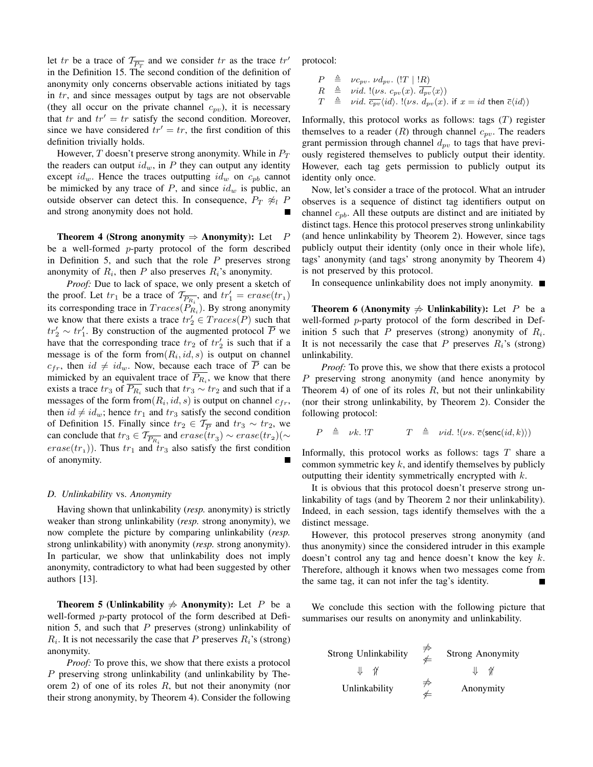let $tr$ be a trace of $\mathcal{T}_{\overline{P_T}}$ and we consider $tr$ as the trace $tr'$ in the Definition 15. The second condition of the definition of anonymity only concerns observable actions initiated by tags in $tr$, and since messages output by tags are not observable (they all occur on the private channel $c_{pv}$), it is necessary that $tr$ and $tr' = tr$ satisfy the second condition. Moreover, since we have considered $tr' = tr$, the first condition of this definition trivially holds.

However, $T$ doesn't preserve strong anonymity. While in $P_T$ the readers can output $id_w$, in $P$ they can output any identity except $id_w$. Hence the traces outputting $id_w$ on $c_{pb}$ cannot be mimicked by any trace of $P$, and since $id_w$ is public, an outside observer can detect this. In consequence, $P_T \not\approx_l P$ and strong anonymity does not hold. ∎

**Theorem 4 (Strong anonymity ⇒ Anonymity):** Let $P$ be a well-formed $p$-party protocol of the form described in Definition 5, and such that the role $P$ preserves strong anonymity of $R_i$, then $P$ also preserves $R_i$'s anonymity.

*Proof:* Due to lack of space, we only present a sketch of the proof. Let $tr_1$ be a trace of $\mathcal{T}_{\overline{P_{R_i}}}$, and $tr'_1 = erase(tr_1)$ its corresponding trace in $Traces(P_{R_i})$. By strong anonymity we know that there exists a trace $tr'_2 \in Traces(P)$ such that $tr'_2 \sim tr'_1$. By construction of the augmented protocol $\overline{P}$ we have that the corresponding trace $tr_2$ of $tr'_2$ is such that if a message is of the form $\mathsf{from}(R_i, id, s)$ is output on channel $c_{fr}$, then $id \neq id_w$. Now, because each trace of $\overline{P}$ can be mimicked by an equivalent trace of $\overline{P_{R_i}}$, we know that there exists a trace $tr_3$ of $\overline{P_{R_i}}$ such that $tr_3 \sim tr_2$ and such that if a messages of the form $\mathsf{from}(R_i, id, s)$ is output on channel $c_{fr}$, then $id \neq id_w$; hence $tr_1$ and $tr_3$ satisfy the second condition of Definition 15. Finally since $tr_2 \in \mathcal{T}_{\overline{P}}$ and $tr_3 \sim tr_2$, we can conclude that $tr_3 \in \mathcal{T}_{\overline{P_{R_i}}}$ and $erase(tr_3) \sim erase(tr_2) (\sim erase(tr_1))$. Thus $tr_1$ and $tr_3$ also satisfy the first condition of anonymity. ∎

### D. *Unlinkability* vs. *Anonymity*

Having shown that unlinkability (*resp.* anonymity) is strictly weaker than strong unlinkability (*resp.* strong anonymity), we now complete the picture by comparing unlinkability (*resp.* strong unlinkability) with anonymity (*resp.* strong anonymity). In particular, we show that unlinkability does not imply anonymity, contradictory to what had been suggested by other authors [13].

**Theorem 5 (Unlinkability $\not\Rightarrow$ Anonymity):** Let $P$ be a well-formed $p$-party protocol of the form described at Definition 5, and such that $P$ preserves (strong) unlinkability of $R_i$. It is not necessarily the case that $P$ preserves $R_i$'s (strong) anonymity.

*Proof:* To prove this, we show that there exists a protocol $P$ preserving strong unlinkability (and unlinkability by Theorem 2) of one of its roles $R$, but not their anonymity (nor their strong anonymity, by Theorem 4). Consider the following protocol:

$$
\begin{array}{lcl}
P & \triangleq & \nu c_{pv}.\ \nu d_{pv}.\ (!T \mid !R) \\
R & \triangleq & \nu id.\ !(\nu s.\ c_{pv}(x).\ \overline{d_{pv}}\langle x \rangle) \\
T & \triangleq & \nu id.\ \overline{c_{pv}}\langle id \rangle.\ !(\nu s.\ d_{pv}(x).\ \mathsf{if}\ x = id\ \mathsf{then}\ \overline{c}\langle id \rangle)
\end{array}
$$

Informally, this protocol works as follows: tags ($T$) register themselves to a reader ($R$) through channel $c_{pv}$. The readers grant permission through channel $d_{pv}$ to tags that have previously registered themselves to publicly output their identity. However, each tag gets permission to publicly output its identity only once.

Now, let's consider a trace of the protocol. What an intruder observes is a sequence of distinct tag identifiers output on channel $c_{pb}$. All these outputs are distinct and are initiated by distinct tags. Hence this protocol preserves strong unlinkability (and hence unlinkability by Theorem 2). However, since tags publicly output their identity (only once in their whole life), tags' anonymity (and tags' strong anonymity by Theorem 4) is not preserved by this protocol.

In consequence unlinkability does not imply anonymity. ∎

**Theorem 6 (Anonymity $\not\Rightarrow$ Unlinkability):** Let $P$ be a well-formed $p$-party protocol of the form described in Definition 5 such that $P$ preserves (strong) anonymity of $R_i$. It is not necessarily the case that $P$ preserves $R_i$'s (strong) unlinkability.

*Proof:* To prove this, we show that there exists a protocol $P$ preserving strong anonymity (and hence anonymity by Theorem 4) of one of its roles $R$, but not their unlinkability (nor their strong unlinkability, by Theorem 2). Consider the following protocol:

$$
P \ \triangleq\ \nu k.\ !T \qquad\qquad T \ \triangleq\ \nu id.\ !(\nu s.\ \overline{c}\langle \mathsf{senc}(id, k) \rangle)
$$

Informally, this protocol works as follows: tags $T$ share a common symmetric key $k$, and identify themselves by publicly outputting their identity symmetrically encrypted with $k$.

It is obvious that this protocol doesn't preserve strong unlinkability of tags (and by Theorem 2 nor their unlinkability). Indeed, in each session, tags identify themselves with the a distinct message.

However, this protocol preserves strong anonymity (and thus anonymity) since the considered intruder in this example doesn't control any tag and hence doesn't know the key $k$. Therefore, although it knows when two messages come from the same tag, it can not infer the tag's identity. ∎

We conclude this section with the following picture that summarises our results on anonymity and unlinkability.

$$
\begin{array}{ccc}
\text{Strong Unlinkability} & \begin{array}{c}\not\Rightarrow \\ \not\Leftarrow\end{array} & \text{Strong Anonymity} \\
\Downarrow\ \ \not\Uparrow & & \Downarrow\ \ \not\Uparrow \\
\text{Unlinkability} & \begin{array}{c}\not\Rightarrow \\ \not\Leftarrow\end{array} & \text{Anonymity}
\end{array}
$$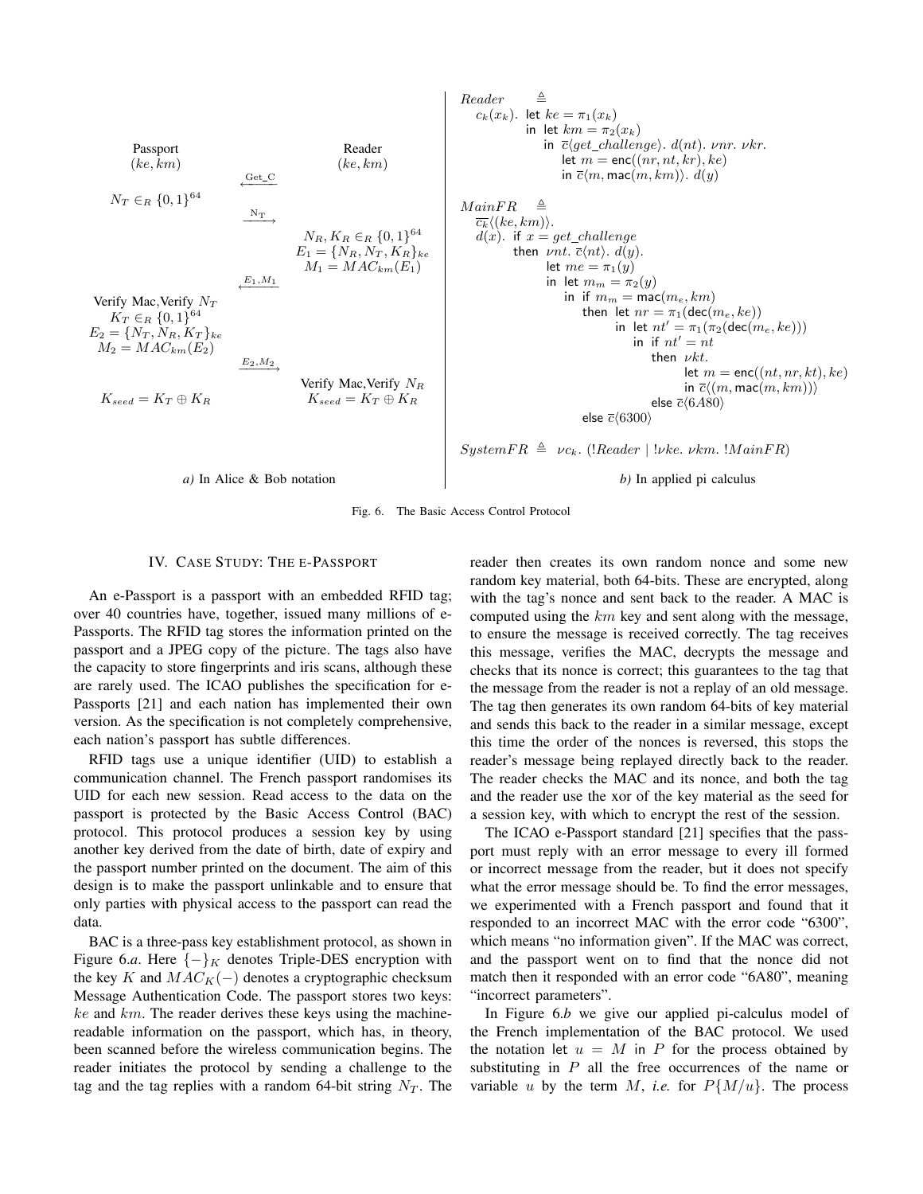**a) In Alice & Bob notation**

| Passport $(ke, km)$ | | Reader $(ke, km)$ |
|---|---|---|
| | $\xleftarrow{\text{Get\_C}}$ | |
| $N_T \in_R \{0,1\}^{64}$ | | |
| | $\xrightarrow{\text{N}_T}$ | |
| | | $N_R, K_R \in_R \{0,1\}^{64}$ <br> $E_1 = \{N_R, N_T, K_R\}_{ke}$ <br> $M_1 = MAC_{km}(E_1)$ |
| | $\xleftarrow{E_1, M_1}$ | |
| Verify Mac,Verify $N_T$ <br> $K_T \in_R \{0,1\}^{64}$ <br> $E_2 = \{N_T, N_R, K_T\}_{ke}$ <br> $M_2 = MAC_{km}(E_2)$ | | |
| | $\xrightarrow{E_2, M_2}$ | |
| | | Verify Mac,Verify $N_R$ |
| $K_{seed} = K_T \oplus K_R$ | | $K_{seed} = K_T \oplus K_R$ |

**b) In applied pi calculus**

$$
\begin{array}{l}
Reader \;\triangleq \\
\quad c_k(x_k).\ \text{let } ke = \pi_1(x_k) \\
\qquad\qquad \text{in let } km = \pi_2(x_k) \\
\qquad\qquad\quad \text{in } \overline{c}\langle get\_challenge\rangle.\ d(nt).\ \nu nr.\ \nu kr. \\
\qquad\qquad\qquad \text{let } m = \mathsf{enc}((nr, nt, kr), ke) \\
\qquad\qquad\qquad \text{in } \overline{c}\langle m, \mathsf{mac}(m, km)\rangle.\ d(y)
\end{array}
$$

$$
\begin{array}{l}
MainFR \;\triangleq \\
\quad \overline{c_k}\langle (ke, km)\rangle. \\
\quad d(x).\ \text{if } x = get\_challenge \\
\qquad\quad \text{then } \nu nt.\ \overline{c}\langle nt\rangle.\ d(y). \\
\qquad\qquad \text{let } me = \pi_1(y) \\
\qquad\qquad \text{in let } m_m = \pi_2(y) \\
\qquad\qquad\quad \text{in if } m_m = \mathsf{mac}(m_e, km) \\
\qquad\qquad\qquad \text{then let } nr = \pi_1(\mathsf{dec}(m_e, ke)) \\
\qquad\qquad\qquad\quad \text{in let } nt' = \pi_1(\pi_2(\mathsf{dec}(m_e, ke))) \\
\qquad\qquad\qquad\qquad \text{in if } nt' = nt \\
\qquad\qquad\qquad\qquad\quad \text{then } \nu kt. \\
\qquad\qquad\qquad\qquad\qquad \text{let } m = \mathsf{enc}((nt, nr, kt), ke) \\
\qquad\qquad\qquad\qquad\qquad \text{in } \overline{c}\langle (m, \mathsf{mac}(m, km))\rangle \\
\qquad\qquad\qquad\qquad\quad \text{else } \overline{c}\langle 6A80\rangle \\
\qquad\qquad\qquad \text{else } \overline{c}\langle 6300\rangle
\end{array}
$$

$$
SystemFR \;\triangleq\; \nu c_k.\ (!Reader \mid !\nu ke.\ \nu km.\ !MainFR)
$$

Fig. 6. The Basic Access Control Protocol

## IV. Case Study: The e-Passport

An e-Passport is a passport with an embedded RFID tag; over 40 countries have, together, issued many millions of e-Passports. The RFID tag stores the information printed on the passport and a JPEG copy of the picture. The tags also have the capacity to store fingerprints and iris scans, although these are rarely used. The ICAO publishes the specification for e-Passports [21] and each nation has implemented their own version. As the specification is not completely comprehensive, each nation's passport has subtle differences.

RFID tags use a unique identifier (UID) to establish a communication channel. The French passport randomises its UID for each new session. Read access to the data on the passport is protected by the Basic Access Control (BAC) protocol. This protocol produces a session key by using another key derived from the date of birth, date of expiry and the passport number printed on the document. The aim of this design is to make the passport unlinkable and to ensure that only parties with physical access to the passport can read the data.

BAC is a three-pass key establishment protocol, as shown in Figure 6.*a*. Here $\{-\}_K$ denotes Triple-DES encryption with the key $K$ and $MAC_K(-)$ denotes a cryptographic checksum Message Authentication Code. The passport stores two keys: $ke$ and $km$. The reader derives these keys using the machine-readable information on the passport, which has, in theory, been scanned before the wireless communication begins. The reader initiates the protocol by sending a challenge to the tag and the tag replies with a random 64-bit string $N_T$. The reader then creates its own random nonce and some new random key material, both 64-bits. These are encrypted, along with the tag's nonce and sent back to the reader. A MAC is computed using the $km$ key and sent along with the message, to ensure the message is received correctly. The tag receives this message, verifies the MAC, decrypts the message and checks that its nonce is correct; this guarantees to the tag that the message from the reader is not a replay of an old message. The tag then generates its own random 64-bits of key material and sends this back to the reader in a similar message, except this time the order of the nonces is reversed, this stops the reader's message being replayed directly back to the reader. The reader checks the MAC and its nonce, and both the tag and the reader use the xor of the key material as the seed for a session key, with which to encrypt the rest of the session.

The ICAO e-Passport standard [21] specifies that the passport must reply with an error message to every ill formed or incorrect message from the reader, but it does not specify what the error message should be. To find the error messages, we experimented with a French passport and found that it responded to an incorrect MAC with the error code "6300", which means "no information given". If the MAC was correct, and the passport went on to find that the nonce did not match then it responded with an error code "6A80", meaning "incorrect parameters".

In Figure 6.*b* we give our applied pi-calculus model of the French implementation of the BAC protocol. We used the notation let $u = M$ in $P$ for the process obtained by substituting in $P$ all the free occurrences of the name or variable $u$ by the term $M$, *i.e.* for $P\{M/u\}$. The process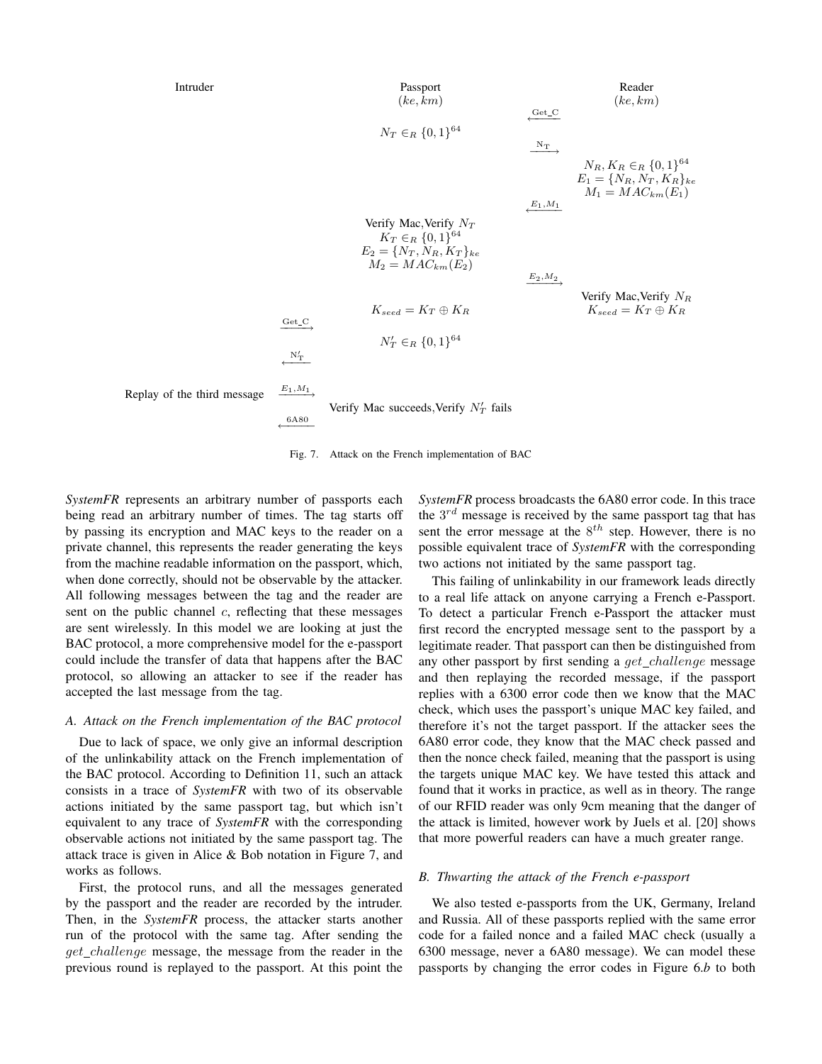| Intruder | | Passport $(ke, km)$ | | Reader $(ke, km)$ |
|---|---|---|---|---|
| | | | $\xleftarrow{\text{Get\_C}}$ | |
| | | $N_T \in_R \{0,1\}^{64}$ | | |
| | | | $\xrightarrow{\text{N}_\text{T}}$ | |
| | | | | $N_R, K_R \in_R \{0,1\}^{64}$ <br> $E_1 = \{N_R, N_T, K_R\}_{ke}$ <br> $M_1 = MAC_{km}(E_1)$ |
| | | | $\xleftarrow{E_1, M_1}$ | |
| | | Verify Mac,Verify $N_T$ <br> $K_T \in_R \{0,1\}^{64}$ <br> $E_2 = \{N_T, N_R, K_T\}_{ke}$ <br> $M_2 = MAC_{km}(E_2)$ | | |
| | | | $\xrightarrow{E_2, M_2}$ | |
| | | $K_{seed} = K_T \oplus K_R$ | | Verify Mac,Verify $N_R$ <br> $K_{seed} = K_T \oplus K_R$ |
| | $\xrightarrow{\text{Get\_C}}$ | | | |
| | | $N'_T \in_R \{0,1\}^{64}$ | | |
| | $\xleftarrow{\text{N}'_\text{T}}$ | | | |
| Replay of the third message | $\xrightarrow{E_1, M_1}$ | | | |
| | | Verify Mac succeeds,Verify $N'_T$ fails | | |
| | $\xleftarrow{\text{6A80}}$ | | | |

Fig. 7. Attack on the French implementation of BAC

*SystemFR* represents an arbitrary number of passports each being read an arbitrary number of times. The tag starts off by passing its encryption and MAC keys to the reader on a private channel, this represents the reader generating the keys from the machine readable information on the passport, which, when done correctly, should not be observable by the attacker. All following messages between the tag and the reader are sent on the public channel $c$, reflecting that these messages are sent wirelessly. In this model we are looking at just the BAC protocol, a more comprehensive model for the e-passport could include the transfer of data that happens after the BAC protocol, so allowing an attacker to see if the reader has accepted the last message from the tag.

### A. Attack on the French implementation of the BAC protocol

Due to lack of space, we only give an informal description of the unlinkability attack on the French implementation of the BAC protocol. According to Definition 11, such an attack consists in a trace of *SystemFR* with two of its observable actions initiated by the same passport tag, but which isn't equivalent to any trace of *SystemFR* with the corresponding observable actions not initiated by the same passport tag. The attack trace is given in Alice & Bob notation in Figure 7, and works as follows.

First, the protocol runs, and all the messages generated by the passport and the reader are recorded by the intruder. Then, in the *SystemFR* process, the attacker starts another run of the protocol with the same tag. After sending the $get\_challenge$ message, the message from the reader in the previous round is replayed to the passport. At this point the *SystemFR* process broadcasts the 6A80 error code. In this trace the $3^{rd}$ message is received by the same passport tag that has sent the error message at the $8^{th}$ step. However, there is no possible equivalent trace of *SystemFR* with the corresponding two actions not initiated by the same passport tag.

This failing of unlinkability in our framework leads directly to a real life attack on anyone carrying a French e-Passport. To detect a particular French e-Passport the attacker must first record the encrypted message sent to the passport by a legitimate reader. That passport can then be distinguished from any other passport by first sending a $get\_challenge$ message and then replaying the recorded message, if the passport replies with a 6300 error code then we know that the MAC check, which uses the passport's unique MAC key failed, and therefore it's not the target passport. If the attacker sees the 6A80 error code, they know that the MAC check passed and then the nonce check failed, meaning that the passport is using the targets unique MAC key. We have tested this attack and found that it works in practice, as well as in theory. The range of our RFID reader was only 9cm meaning that the danger of the attack is limited, however work by Juels et al. [20] shows that more powerful readers can have a much greater range.

### B. Thwarting the attack of the French e-passport

We also tested e-passports from the UK, Germany, Ireland and Russia. All of these passports replied with the same error code for a failed nonce and a failed MAC check (usually a 6300 message, never a 6A80 message). We can model these passports by changing the error codes in Figure 6.*b* to both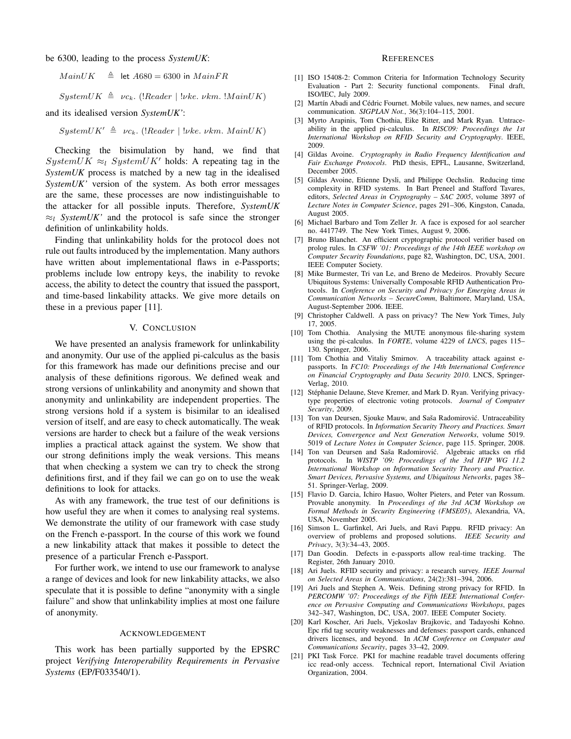be 6300, leading to the process *SystemUK*:

$$MainUK \triangleq \text{let } A680 = 6300 \text{ in } MainFR$$

$$SystemUK \triangleq \nu c_k.\ (!Reader \mid !\nu ke.\ \nu km.\ !MainUK)$$

and its idealised version *SystemUK'*:

$$SystemUK' \triangleq \nu c_k.\ (!Reader \mid !\nu ke.\ \nu km.\ MainUK)$$

Checking the bisimulation by hand, we find that $SystemUK \approx_l SystemUK'$ holds: A repeating tag in the *SystemUK* process is matched by a new tag in the idealised *SystemUK'* version of the system. As both error messages are the same, these processes are now indistinguishable to the attacker for all possible inputs. Therefore, *SystemUK* $\approx_l$ *SystemUK'* and the protocol is safe since the stronger definition of unlinkability holds.

Finding that unlinkability holds for the protocol does not rule out faults introduced by the implementation. Many authors have written about implementational flaws in e-Passports; problems include low entropy keys, the inability to revoke access, the ability to detect the country that issued the passport, and time-based linkability attacks. We give more details on these in a previous paper [11].

## V. Conclusion

We have presented an analysis framework for unlinkability and anonymity. Our use of the applied pi-calculus as the basis for this framework has made our definitions precise and our analysis of these definitions rigorous. We defined weak and strong versions of unlinkability and anonymity and shown that anonymity and unlinkability are independent properties. The strong versions hold if a system is bisimilar to an idealised version of itself, and are easy to check automatically. The weak versions are harder to check but a failure of the weak versions implies a practical attack against the system. We show that our strong definitions imply the weak versions. This means that when checking a system we can try to check the strong definitions first, and if they fail we can go on to use the weak definitions to look for attacks.

As with any framework, the true test of our definitions is how useful they are when it comes to analysing real systems. We demonstrate the utility of our framework with case study on the French e-passport. In the course of this work we found a new linkability attack that makes it possible to detect the presence of a particular French e-Passport.

For further work, we intend to use our framework to analyse a range of devices and look for new linkability attacks, we also speculate that it is possible to define "anonymity with a single failure" and show that unlinkability implies at most one failure of anonymity.

## Acknowledgement

This work has been partially supported by the EPSRC project *Verifying Interoperability Requirements in Pervasive Systems* (EP/F033540/1).

## References

[1] ISO 15408-2: Common Criteria for Information Technology Security Evaluation - Part 2: Security functional components. Final draft, ISO/IEC, July 2009.

[2] Martín Abadi and Cédric Fournet. Mobile values, new names, and secure communication. *SIGPLAN Not.*, 36(3):104–115, 2001.

[3] Myrto Arapinis, Tom Chothia, Eike Ritter, and Mark Ryan. Untraceability in the applied pi-calculus. In *RISC09: Proceedings the 1st International Workshop on RFID Security and Cryptography*. IEEE, 2009.

[4] Gildas Avoine. *Cryptography in Radio Frequency Identification and Fair Exchange Protocols*. PhD thesis, EPFL, Lausanne, Switzerland, December 2005.

[5] Gildas Avoine, Etienne Dysli, and Philippe Oechslin. Reducing time complexity in RFID systems. In Bart Preneel and Stafford Tavares, editors, *Selected Areas in Cryptography – SAC 2005*, volume 3897 of *Lecture Notes in Computer Science*, pages 291–306, Kingston, Canada, August 2005.

[6] Michael Barbaro and Tom Zeller Jr. A face is exposed for aol searcher no. 4417749. The New York Times, August 9, 2006.

[7] Bruno Blanchet. An efficient cryptographic protocol verifier based on prolog rules. In *CSFW '01: Proceedings of the 14th IEEE workshop on Computer Security Foundations*, page 82, Washington, DC, USA, 2001. IEEE Computer Society.

[8] Mike Burmester, Tri van Le, and Breno de Medeiros. Provably Secure Ubiquitous Systems: Universally Composable RFID Authentication Protocols. In *Conference on Security and Privacy for Emerging Areas in Communication Networks – SecureComm*, Baltimore, Maryland, USA, August-September 2006. IEEE.

[9] Christopher Caldwell. A pass on privacy? The New York Times, July 17, 2005.

[10] Tom Chothia. Analysing the MUTE anonymous file-sharing system using the pi-calculus. In *FORTE*, volume 4229 of *LNCS*, pages 115–130. Springer, 2006.

[11] Tom Chothia and Vitaliy Smirnov. A traceability attack against e-passports. In *FC10: Proceedings of the 14th International Conference on Financial Cryptography and Data Security 2010*. LNCS, Springer-Verlag, 2010.

[12] Stéphanie Delaune, Steve Kremer, and Mark D. Ryan. Verifying privacy-type properties of electronic voting protocols. *Journal of Computer Security*, 2009.

[13] Ton van Deursen, Sjouke Mauw, and Saša Radomirović. Untraceability of RFID protocols. In *Information Security Theory and Practices. Smart Devices, Convergence and Next Generation Networks*, volume 5019. 5019 of *Lecture Notes in Computer Science*, page 115. Springer, 2008.

[14] Ton van Deursen and Saša Radomirović. Algebraic attacks on rfid protocols. In *WISTP '09: Proceedings of the 3rd IFIP WG 11.2 International Workshop on Information Security Theory and Practice. Smart Devices, Pervasive Systems, and Ubiquitous Networks*, pages 38–51. Springer-Verlag, 2009.

[15] Flavio D. Garcia, Ichiro Hasuo, Wolter Pieters, and Peter van Rossum. Provable anonymity. In *Proceedings of the 3rd ACM Workshop on Formal Methods in Security Engineering (FMSE05)*, Alexandria, VA, USA, November 2005.

[16] Simson L. Garfinkel, Ari Juels, and Ravi Pappu. RFID privacy: An overview of problems and proposed solutions. *IEEE Security and Privacy*, 3(3):34–43, 2005.

[17] Dan Goodin. Defects in e-passports allow real-time tracking. The Register, 26th January 2010.

[18] Ari Juels. RFID security and privacy: a research survey. *IEEE Journal on Selected Areas in Communications*, 24(2):381–394, 2006.

[19] Ari Juels and Stephen A. Weis. Defining strong privacy for RFID. In *PERCOMW '07: Proceedings of the Fifth IEEE International Conference on Pervasive Computing and Communications Workshops*, pages 342–347, Washington, DC, USA, 2007. IEEE Computer Society.

[20] Karl Koscher, Ari Juels, Vjekoslav Brajkovic, and Tadayoshi Kohno. Epc rfid tag security weaknesses and defenses: passport cards, enhanced drivers licenses, and beyond. In *ACM Conference on Computer and Communications Security*, pages 33–42, 2009.

[21] PKI Task Force. PKI for machine readable travel documents offering icc read-only access. Technical report, International Civil Aviation Organization, 2004.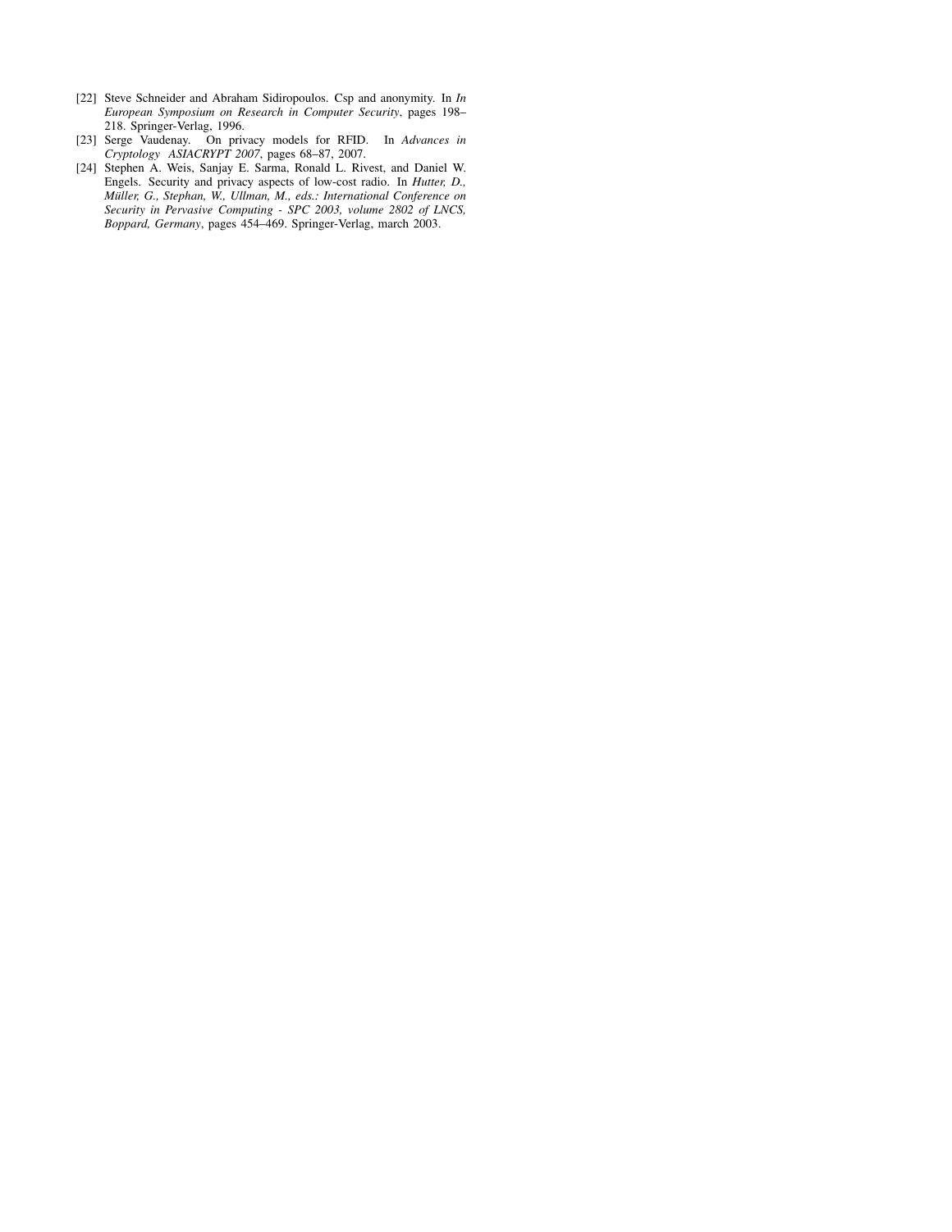[22] Steve Schneider and Abraham Sidiropoulos. Csp and anonymity. In *In European Symposium on Research in Computer Security*, pages 198–218. Springer-Verlag, 1996.

[23] Serge Vaudenay. On privacy models for RFID. In *Advances in Cryptology ASIACRYPT 2007*, pages 68–87, 2007.

[24] Stephen A. Weis, Sanjay E. Sarma, Ronald L. Rivest, and Daniel W. Engels. Security and privacy aspects of low-cost radio. In *Hutter, D., Müller, G., Stephan, W., Ullman, M., eds.: International Conference on Security in Pervasive Computing - SPC 2003, volume 2802 of LNCS, Boppard, Germany*, pages 454–469. Springer-Verlag, march 2003.